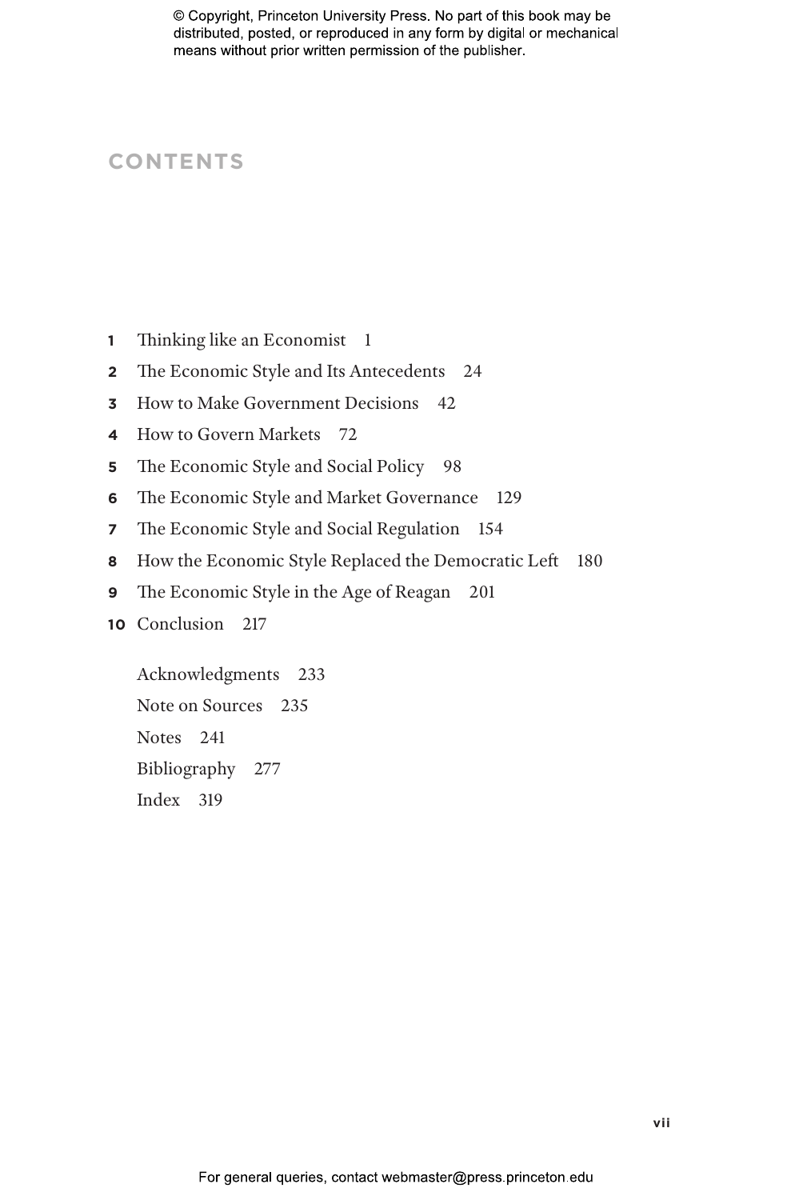© Copyright, Princeton University Press. No part of this book may be distributed, posted, or reproduced in any form by digital or mechanical means without prior written permission of the publisher.

# CONTENTS

1 Thinking like an Economist 1

2 The Economic Style and Its Antecedents 24

3 How to Make Government Decisions 42

4 How to Govern Markets 72

5 The Economic Style and Social Policy 98

6 The Economic Style and Market Governance 129

7 The Economic Style and Social Regulation 154

8 How the Economic Style Replaced the Democratic Left 180

9 The Economic Style in the Age of Reagan 201

10 Conclusion 217

Acknowledgments 233

Note on Sources 235

Notes 241

Bibliography 277

Index 319

For general queries, contact webmaster@press.princeton.edu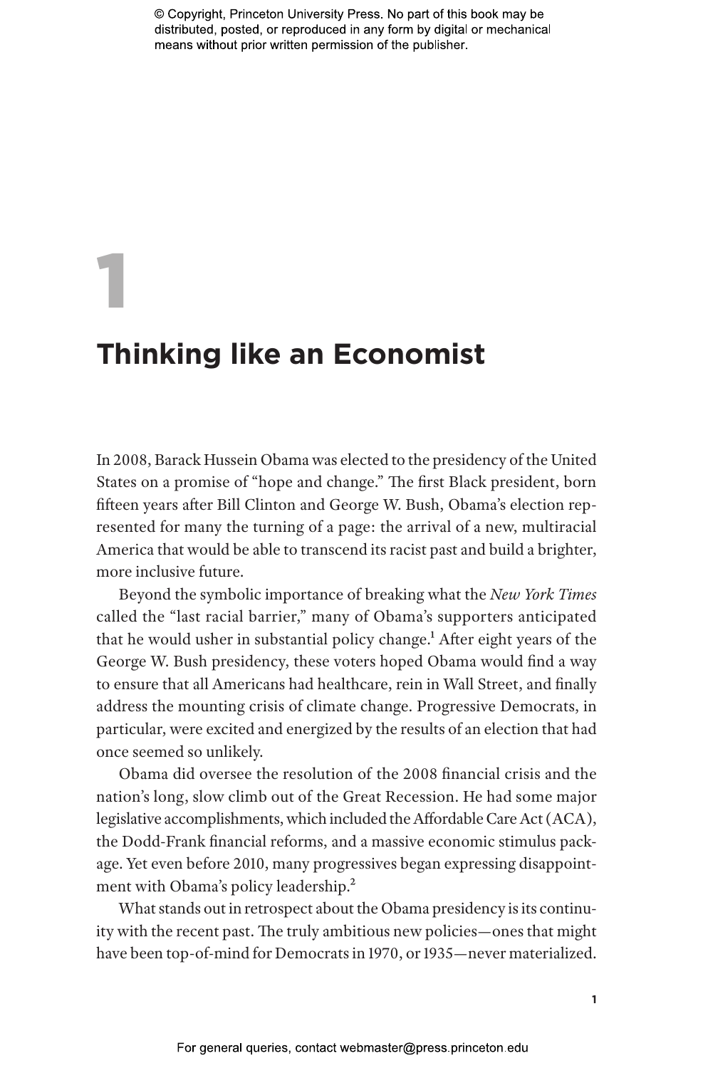# 1

# Thinking like an Economist

In 2008, Barack Hussein Obama was elected to the presidency of the United States on a promise of "hope and change." The first Black president, born fifteen years after Bill Clinton and George W. Bush, Obama's election represented for many the turning of a page: the arrival of a new, multiracial America that would be able to transcend its racist past and build a brighter, more inclusive future.

Beyond the symbolic importance of breaking what the *New York Times* called the "last racial barrier," many of Obama's supporters anticipated that he would usher in substantial policy change.[1] After eight years of the George W. Bush presidency, these voters hoped Obama would find a way to ensure that all Americans had healthcare, rein in Wall Street, and finally address the mounting crisis of climate change. Progressive Democrats, in particular, were excited and energized by the results of an election that had once seemed so unlikely.

Obama did oversee the resolution of the 2008 financial crisis and the nation's long, slow climb out of the Great Recession. He had some major legislative accomplishments, which included the Affordable Care Act (ACA), the Dodd-Frank financial reforms, and a massive economic stimulus package. Yet even before 2010, many progressives began expressing disappointment with Obama's policy leadership.[2]

What stands out in retrospect about the Obama presidency is its continuity with the recent past. The truly ambitious new policies—ones that might have been top-of-mind for Democrats in 1970, or 1935—never materialized.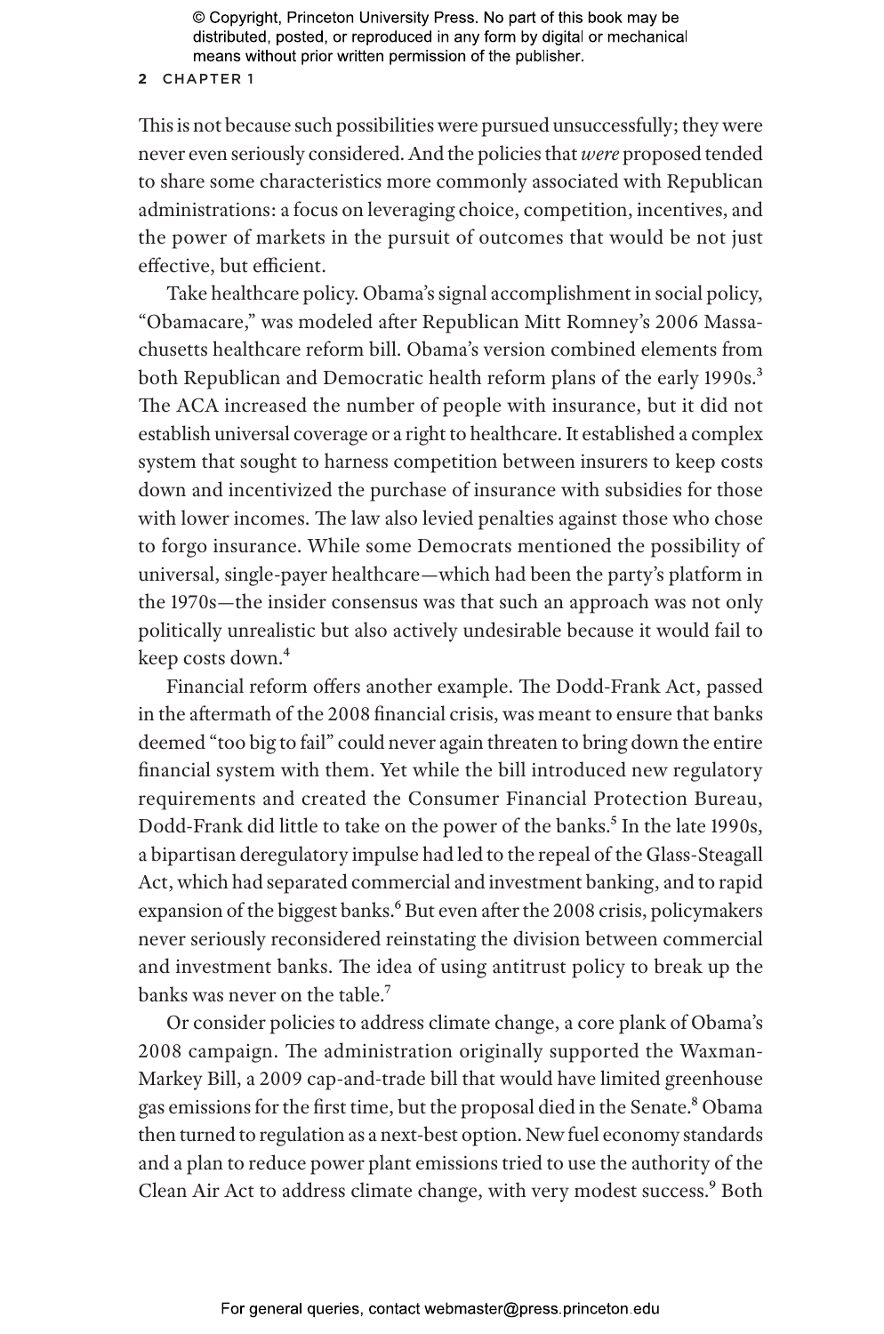This is not because such possibilities were pursued unsuccessfully; they were never even seriously considered. And the policies that *were* proposed tended to share some characteristics more commonly associated with Republican administrations: a focus on leveraging choice, competition, incentives, and the power of markets in the pursuit of outcomes that would be not just effective, but efficient.

Take healthcare policy. Obama's signal accomplishment in social policy, "Obamacare," was modeled after Republican Mitt Romney's 2006 Massachusetts healthcare reform bill. Obama's version combined elements from both Republican and Democratic health reform plans of the early 1990s.[3] The ACA increased the number of people with insurance, but it did not establish universal coverage or a right to healthcare. It established a complex system that sought to harness competition between insurers to keep costs down and incentivized the purchase of insurance with subsidies for those with lower incomes. The law also levied penalties against those who chose to forgo insurance. While some Democrats mentioned the possibility of universal, single-payer healthcare—which had been the party's platform in the 1970s—the insider consensus was that such an approach was not only politically unrealistic but also actively undesirable because it would fail to keep costs down.[4]

Financial reform offers another example. The Dodd-Frank Act, passed in the aftermath of the 2008 financial crisis, was meant to ensure that banks deemed "too big to fail" could never again threaten to bring down the entire financial system with them. Yet while the bill introduced new regulatory requirements and created the Consumer Financial Protection Bureau, Dodd-Frank did little to take on the power of the banks.[5] In the late 1990s, a bipartisan deregulatory impulse had led to the repeal of the Glass-Steagall Act, which had separated commercial and investment banking, and to rapid expansion of the biggest banks.[6] But even after the 2008 crisis, policymakers never seriously reconsidered reinstating the division between commercial and investment banks. The idea of using antitrust policy to break up the banks was never on the table.[7]

Or consider policies to address climate change, a core plank of Obama's 2008 campaign. The administration originally supported the Waxman-Markey Bill, a 2009 cap-and-trade bill that would have limited greenhouse gas emissions for the first time, but the proposal died in the Senate.[8] Obama then turned to regulation as a next-best option. New fuel economy standards and a plan to reduce power plant emissions tried to use the authority of the Clean Air Act to address climate change, with very modest success.[9] Both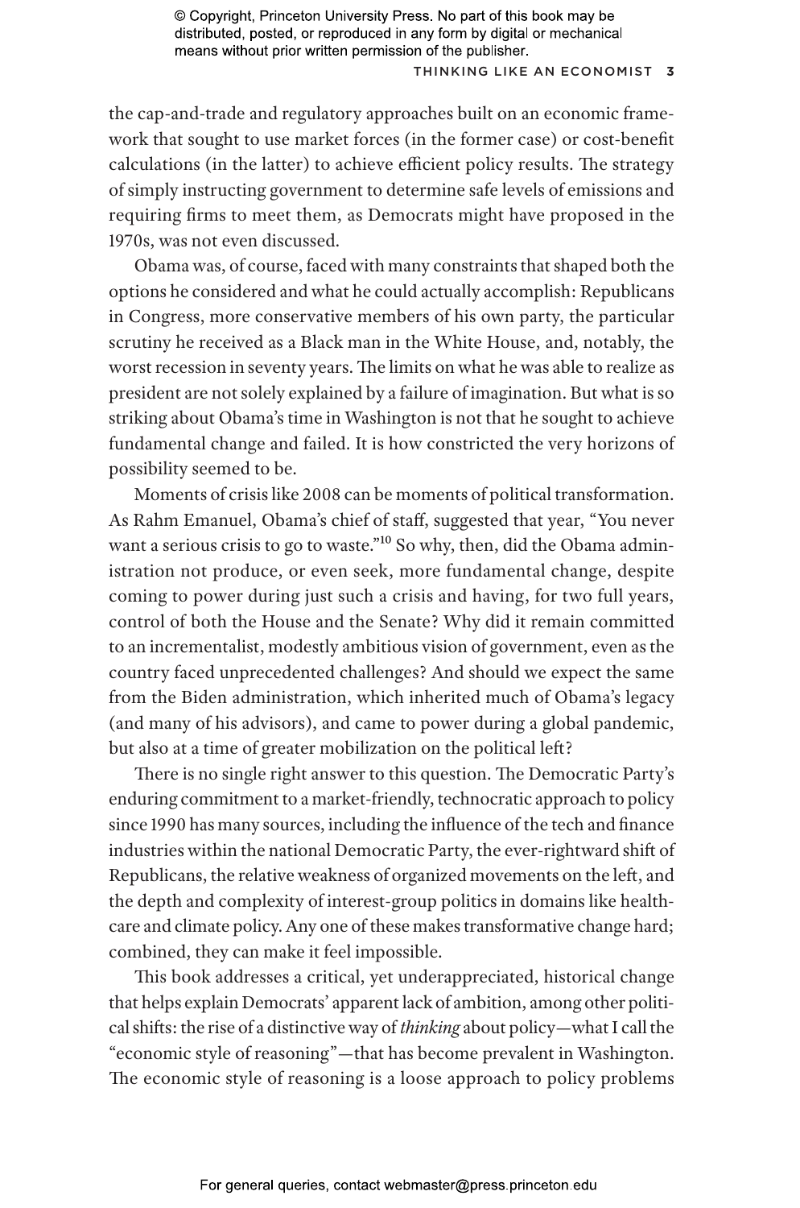the cap-and-trade and regulatory approaches built on an economic framework that sought to use market forces (in the former case) or cost-benefit calculations (in the latter) to achieve efficient policy results. The strategy of simply instructing government to determine safe levels of emissions and requiring firms to meet them, as Democrats might have proposed in the 1970s, was not even discussed.

Obama was, of course, faced with many constraints that shaped both the options he considered and what he could actually accomplish: Republicans in Congress, more conservative members of his own party, the particular scrutiny he received as a Black man in the White House, and, notably, the worst recession in seventy years. The limits on what he was able to realize as president are not solely explained by a failure of imagination. But what is so striking about Obama's time in Washington is not that he sought to achieve fundamental change and failed. It is how constricted the very horizons of possibility seemed to be.

Moments of crisis like 2008 can be moments of political transformation. As Rahm Emanuel, Obama's chief of staff, suggested that year, "You never want a serious crisis to go to waste."[10] So why, then, did the Obama administration not produce, or even seek, more fundamental change, despite coming to power during just such a crisis and having, for two full years, control of both the House and the Senate? Why did it remain committed to an incrementalist, modestly ambitious vision of government, even as the country faced unprecedented challenges? And should we expect the same from the Biden administration, which inherited much of Obama's legacy (and many of his advisors), and came to power during a global pandemic, but also at a time of greater mobilization on the political left?

There is no single right answer to this question. The Democratic Party's enduring commitment to a market-friendly, technocratic approach to policy since 1990 has many sources, including the influence of the tech and finance industries within the national Democratic Party, the ever-rightward shift of Republicans, the relative weakness of organized movements on the left, and the depth and complexity of interest-group politics in domains like healthcare and climate policy. Any one of these makes transformative change hard; combined, they can make it feel impossible.

This book addresses a critical, yet underappreciated, historical change that helps explain Democrats' apparent lack of ambition, among other political shifts: the rise of a distinctive way of *thinking* about policy—what I call the "economic style of reasoning"—that has become prevalent in Washington. The economic style of reasoning is a loose approach to policy problems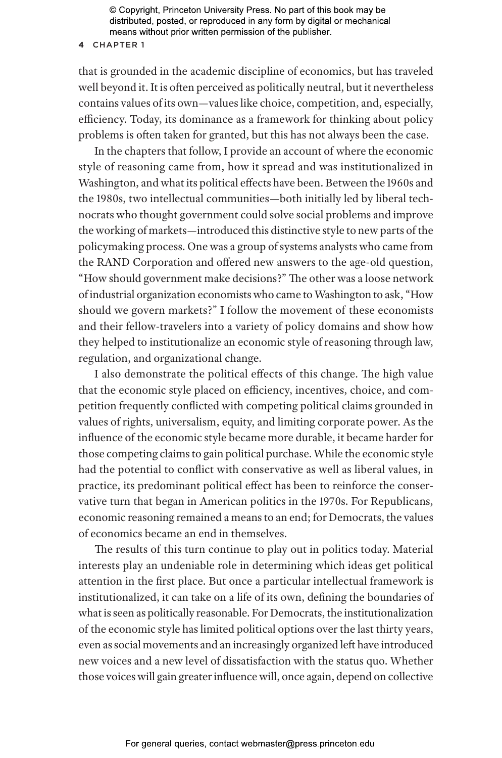that is grounded in the academic discipline of economics, but has traveled well beyond it. It is often perceived as politically neutral, but it nevertheless contains values of its own—values like choice, competition, and, especially, efficiency. Today, its dominance as a framework for thinking about policy problems is often taken for granted, but this has not always been the case.

In the chapters that follow, I provide an account of where the economic style of reasoning came from, how it spread and was institutionalized in Washington, and what its political effects have been. Between the 1960s and the 1980s, two intellectual communities—both initially led by liberal technocrats who thought government could solve social problems and improve the working of markets—introduced this distinctive style to new parts of the policymaking process. One was a group of systems analysts who came from the RAND Corporation and offered new answers to the age-old question, "How should government make decisions?" The other was a loose network of industrial organization economists who came to Washington to ask, "How should we govern markets?" I follow the movement of these economists and their fellow-travelers into a variety of policy domains and show how they helped to institutionalize an economic style of reasoning through law, regulation, and organizational change.

I also demonstrate the political effects of this change. The high value that the economic style placed on efficiency, incentives, choice, and competition frequently conflicted with competing political claims grounded in values of rights, universalism, equity, and limiting corporate power. As the influence of the economic style became more durable, it became harder for those competing claims to gain political purchase. While the economic style had the potential to conflict with conservative as well as liberal values, in practice, its predominant political effect has been to reinforce the conservative turn that began in American politics in the 1970s. For Republicans, economic reasoning remained a means to an end; for Democrats, the values of economics became an end in themselves.

The results of this turn continue to play out in politics today. Material interests play an undeniable role in determining which ideas get political attention in the first place. But once a particular intellectual framework is institutionalized, it can take on a life of its own, defining the boundaries of what is seen as politically reasonable. For Democrats, the institutionalization of the economic style has limited political options over the last thirty years, even as social movements and an increasingly organized left have introduced new voices and a new level of dissatisfaction with the status quo. Whether those voices will gain greater influence will, once again, depend on collective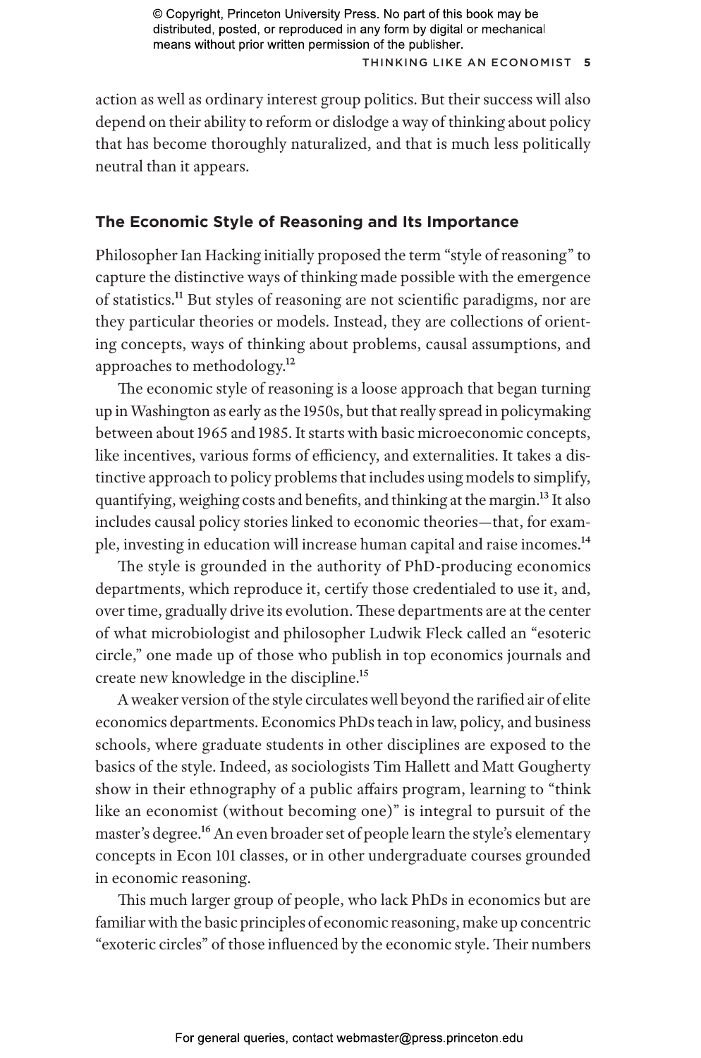action as well as ordinary interest group politics. But their success will also depend on their ability to reform or dislodge a way of thinking about policy that has become thoroughly naturalized, and that is much less politically neutral than it appears.

## The Economic Style of Reasoning and Its Importance

Philosopher Ian Hacking initially proposed the term "style of reasoning" to capture the distinctive ways of thinking made possible with the emergence of statistics.[11] But styles of reasoning are not scientific paradigms, nor are they particular theories or models. Instead, they are collections of orienting concepts, ways of thinking about problems, causal assumptions, and approaches to methodology.[12]

The economic style of reasoning is a loose approach that began turning up in Washington as early as the 1950s, but that really spread in policymaking between about 1965 and 1985. It starts with basic microeconomic concepts, like incentives, various forms of efficiency, and externalities. It takes a distinctive approach to policy problems that includes using models to simplify, quantifying, weighing costs and benefits, and thinking at the margin.[13] It also includes causal policy stories linked to economic theories—that, for example, investing in education will increase human capital and raise incomes.[14]

The style is grounded in the authority of PhD-producing economics departments, which reproduce it, certify those credentialed to use it, and, over time, gradually drive its evolution. These departments are at the center of what microbiologist and philosopher Ludwik Fleck called an "esoteric circle," one made up of those who publish in top economics journals and create new knowledge in the discipline.[15]

A weaker version of the style circulates well beyond the rarified air of elite economics departments. Economics PhDs teach in law, policy, and business schools, where graduate students in other disciplines are exposed to the basics of the style. Indeed, as sociologists Tim Hallett and Matt Gougherty show in their ethnography of a public affairs program, learning to "think like an economist (without becoming one)" is integral to pursuit of the master's degree.[16] An even broader set of people learn the style's elementary concepts in Econ 101 classes, or in other undergraduate courses grounded in economic reasoning.

This much larger group of people, who lack PhDs in economics but are familiar with the basic principles of economic reasoning, make up concentric "exoteric circles" of those influenced by the economic style. Their numbers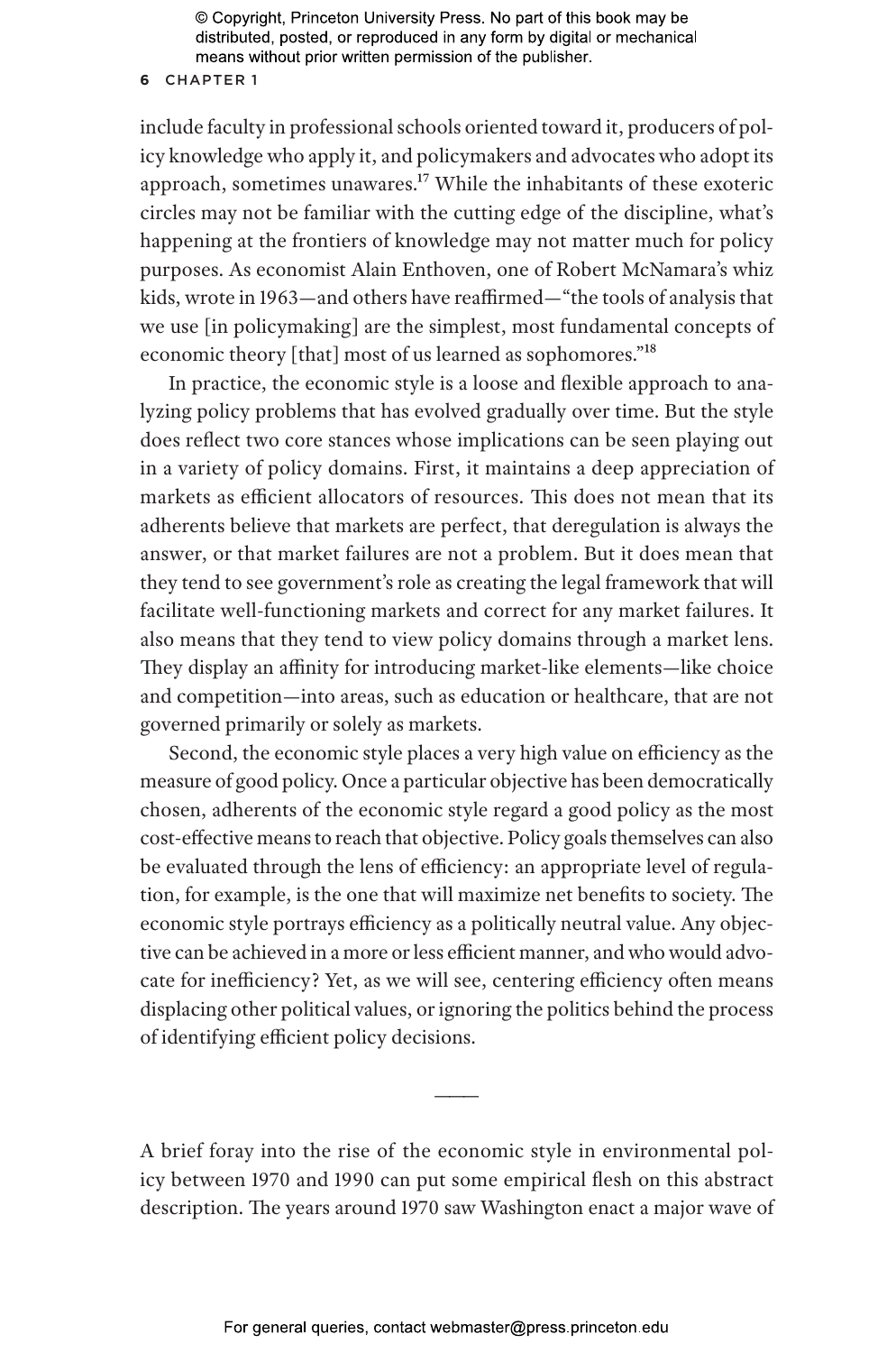include faculty in professional schools oriented toward it, producers of policy knowledge who apply it, and policymakers and advocates who adopt its approach, sometimes unawares.[17] While the inhabitants of these exoteric circles may not be familiar with the cutting edge of the discipline, what's happening at the frontiers of knowledge may not matter much for policy purposes. As economist Alain Enthoven, one of Robert McNamara's whiz kids, wrote in 1963—and others have reaffirmed—"the tools of analysis that we use [in policymaking] are the simplest, most fundamental concepts of economic theory [that] most of us learned as sophomores."[18]

In practice, the economic style is a loose and flexible approach to analyzing policy problems that has evolved gradually over time. But the style does reflect two core stances whose implications can be seen playing out in a variety of policy domains. First, it maintains a deep appreciation of markets as efficient allocators of resources. This does not mean that its adherents believe that markets are perfect, that deregulation is always the answer, or that market failures are not a problem. But it does mean that they tend to see government's role as creating the legal framework that will facilitate well-functioning markets and correct for any market failures. It also means that they tend to view policy domains through a market lens. They display an affinity for introducing market-like elements—like choice and competition—into areas, such as education or healthcare, that are not governed primarily or solely as markets.

Second, the economic style places a very high value on efficiency as the measure of good policy. Once a particular objective has been democratically chosen, adherents of the economic style regard a good policy as the most cost-effective means to reach that objective. Policy goals themselves can also be evaluated through the lens of efficiency: an appropriate level of regulation, for example, is the one that will maximize net benefits to society. The economic style portrays efficiency as a politically neutral value. Any objective can be achieved in a more or less efficient manner, and who would advocate for inefficiency? Yet, as we will see, centering efficiency often means displacing other political values, or ignoring the politics behind the process of identifying efficient policy decisions.

---

A brief foray into the rise of the economic style in environmental policy between 1970 and 1990 can put some empirical flesh on this abstract description. The years around 1970 saw Washington enact a major wave of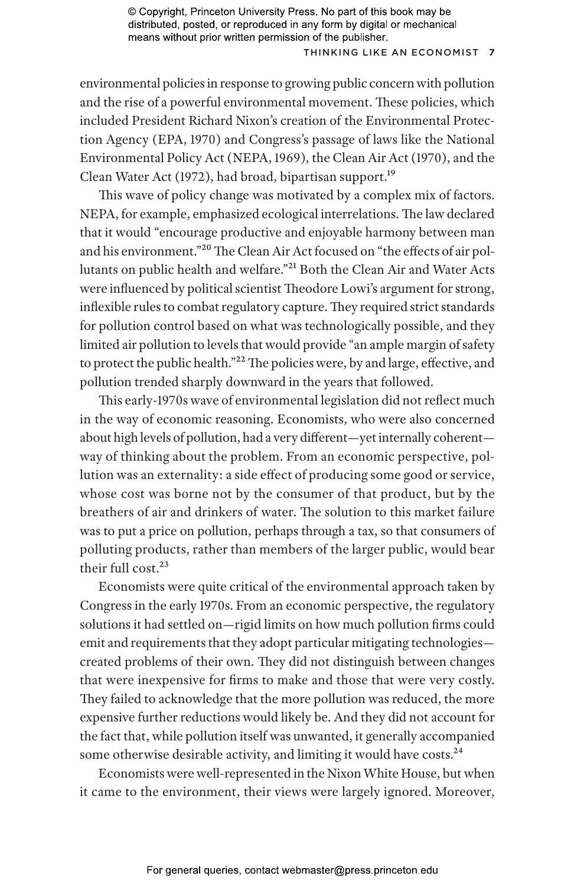environmental policies in response to growing public concern with pollution and the rise of a powerful environmental movement. These policies, which included President Richard Nixon's creation of the Environmental Protection Agency (EPA, 1970) and Congress's passage of laws like the National Environmental Policy Act (NEPA, 1969), the Clean Air Act (1970), and the Clean Water Act (1972), had broad, bipartisan support.[19]

This wave of policy change was motivated by a complex mix of factors. NEPA, for example, emphasized ecological interrelations. The law declared that it would "encourage productive and enjoyable harmony between man and his environment."[20] The Clean Air Act focused on "the effects of air pollutants on public health and welfare."[21] Both the Clean Air and Water Acts were influenced by political scientist Theodore Lowi's argument for strong, inflexible rules to combat regulatory capture. They required strict standards for pollution control based on what was technologically possible, and they limited air pollution to levels that would provide "an ample margin of safety to protect the public health."[22] The policies were, by and large, effective, and pollution trended sharply downward in the years that followed.

This early-1970s wave of environmental legislation did not reflect much in the way of economic reasoning. Economists, who were also concerned about high levels of pollution, had a very different—yet internally coherent—way of thinking about the problem. From an economic perspective, pollution was an externality: a side effect of producing some good or service, whose cost was borne not by the consumer of that product, but by the breathers of air and drinkers of water. The solution to this market failure was to put a price on pollution, perhaps through a tax, so that consumers of polluting products, rather than members of the larger public, would bear their full cost.[23]

Economists were quite critical of the environmental approach taken by Congress in the early 1970s. From an economic perspective, the regulatory solutions it had settled on—rigid limits on how much pollution firms could emit and requirements that they adopt particular mitigating technologies—created problems of their own. They did not distinguish between changes that were inexpensive for firms to make and those that were very costly. They failed to acknowledge that the more pollution was reduced, the more expensive further reductions would likely be. And they did not account for the fact that, while pollution itself was unwanted, it generally accompanied some otherwise desirable activity, and limiting it would have costs.[24]

Economists were well-represented in the Nixon White House, but when it came to the environment, their views were largely ignored. Moreover,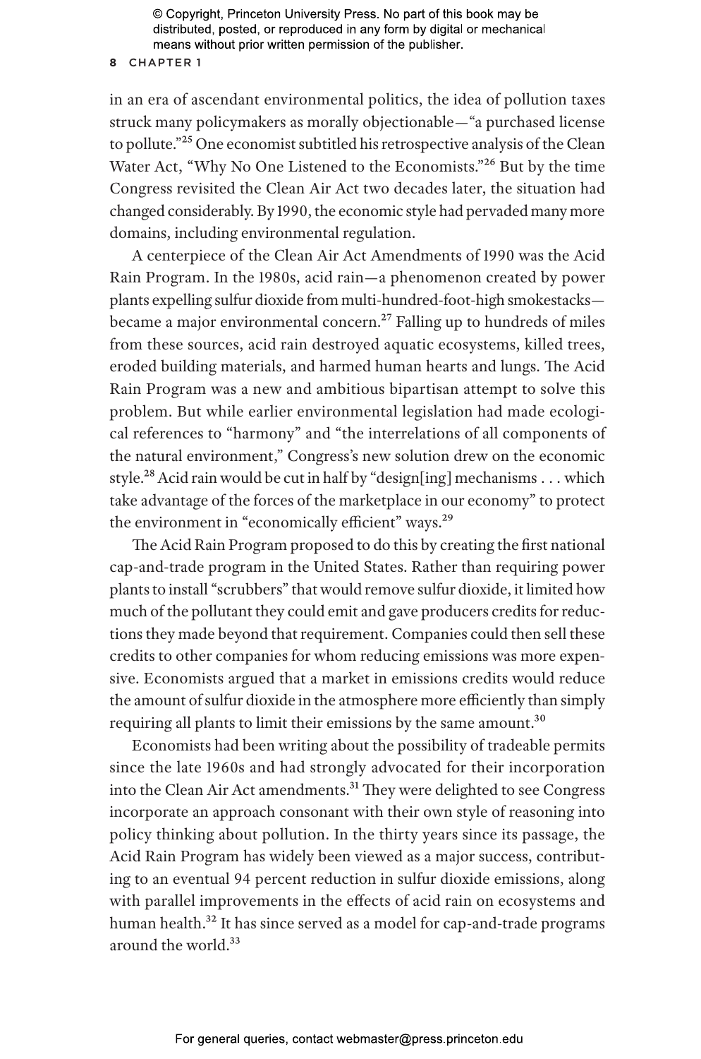in an era of ascendant environmental politics, the idea of pollution taxes struck many policymakers as morally objectionable—"a purchased license to pollute."[25] One economist subtitled his retrospective analysis of the Clean Water Act, "Why No One Listened to the Economists."[26] But by the time Congress revisited the Clean Air Act two decades later, the situation had changed considerably. By 1990, the economic style had pervaded many more domains, including environmental regulation.

A centerpiece of the Clean Air Act Amendments of 1990 was the Acid Rain Program. In the 1980s, acid rain—a phenomenon created by power plants expelling sulfur dioxide from multi-hundred-foot-high smokestacks—became a major environmental concern.[27] Falling up to hundreds of miles from these sources, acid rain destroyed aquatic ecosystems, killed trees, eroded building materials, and harmed human hearts and lungs. The Acid Rain Program was a new and ambitious bipartisan attempt to solve this problem. But while earlier environmental legislation had made ecological references to "harmony" and "the interrelations of all components of the natural environment," Congress's new solution drew on the economic style.[28] Acid rain would be cut in half by "design[ing] mechanisms . . . which take advantage of the forces of the marketplace in our economy" to protect the environment in "economically efficient" ways.[29]

The Acid Rain Program proposed to do this by creating the first national cap-and-trade program in the United States. Rather than requiring power plants to install "scrubbers" that would remove sulfur dioxide, it limited how much of the pollutant they could emit and gave producers credits for reductions they made beyond that requirement. Companies could then sell these credits to other companies for whom reducing emissions was more expensive. Economists argued that a market in emissions credits would reduce the amount of sulfur dioxide in the atmosphere more efficiently than simply requiring all plants to limit their emissions by the same amount.[30]

Economists had been writing about the possibility of tradeable permits since the late 1960s and had strongly advocated for their incorporation into the Clean Air Act amendments.[31] They were delighted to see Congress incorporate an approach consonant with their own style of reasoning into policy thinking about pollution. In the thirty years since its passage, the Acid Rain Program has widely been viewed as a major success, contributing to an eventual 94 percent reduction in sulfur dioxide emissions, along with parallel improvements in the effects of acid rain on ecosystems and human health.[32] It has since served as a model for cap-and-trade programs around the world.[33]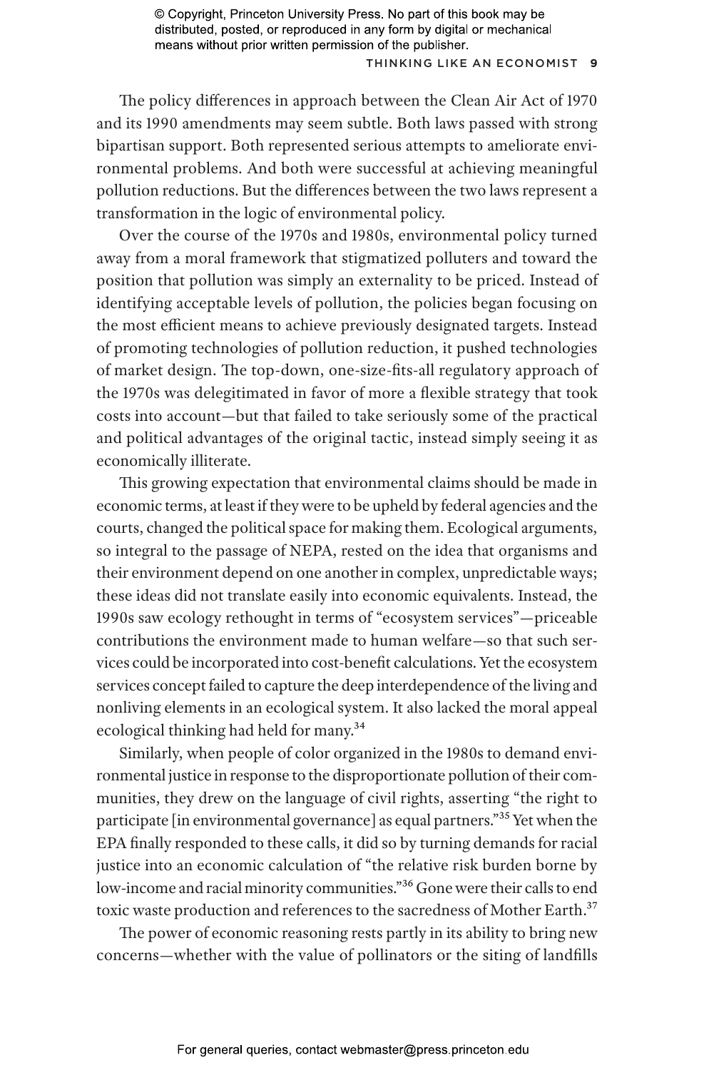The policy differences in approach between the Clean Air Act of 1970 and its 1990 amendments may seem subtle. Both laws passed with strong bipartisan support. Both represented serious attempts to ameliorate environmental problems. And both were successful at achieving meaningful pollution reductions. But the differences between the two laws represent a transformation in the logic of environmental policy.

Over the course of the 1970s and 1980s, environmental policy turned away from a moral framework that stigmatized polluters and toward the position that pollution was simply an externality to be priced. Instead of identifying acceptable levels of pollution, the policies began focusing on the most efficient means to achieve previously designated targets. Instead of promoting technologies of pollution reduction, it pushed technologies of market design. The top-down, one-size-fits-all regulatory approach of the 1970s was delegitimated in favor of more a flexible strategy that took costs into account—but that failed to take seriously some of the practical and political advantages of the original tactic, instead simply seeing it as economically illiterate.

This growing expectation that environmental claims should be made in economic terms, at least if they were to be upheld by federal agencies and the courts, changed the political space for making them. Ecological arguments, so integral to the passage of NEPA, rested on the idea that organisms and their environment depend on one another in complex, unpredictable ways; these ideas did not translate easily into economic equivalents. Instead, the 1990s saw ecology rethought in terms of "ecosystem services"—priceable contributions the environment made to human welfare—so that such services could be incorporated into cost-benefit calculations. Yet the ecosystem services concept failed to capture the deep interdependence of the living and nonliving elements in an ecological system. It also lacked the moral appeal ecological thinking had held for many.[34]

Similarly, when people of color organized in the 1980s to demand environmental justice in response to the disproportionate pollution of their communities, they drew on the language of civil rights, asserting "the right to participate [in environmental governance] as equal partners."[35] Yet when the EPA finally responded to these calls, it did so by turning demands for racial justice into an economic calculation of "the relative risk burden borne by low-income and racial minority communities."[36] Gone were their calls to end toxic waste production and references to the sacredness of Mother Earth.[37]

The power of economic reasoning rests partly in its ability to bring new concerns—whether with the value of pollinators or the siting of landfills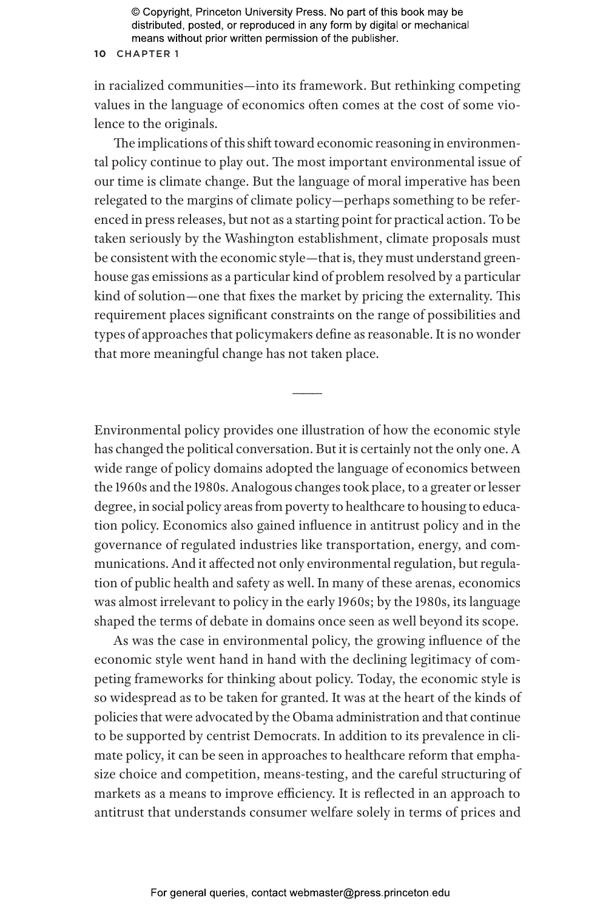in racialized communities—into its framework. But rethinking competing values in the language of economics often comes at the cost of some violence to the originals.

The implications of this shift toward economic reasoning in environmental policy continue to play out. The most important environmental issue of our time is climate change. But the language of moral imperative has been relegated to the margins of climate policy—perhaps something to be referenced in press releases, but not as a starting point for practical action. To be taken seriously by the Washington establishment, climate proposals must be consistent with the economic style—that is, they must understand greenhouse gas emissions as a particular kind of problem resolved by a particular kind of solution—one that fixes the market by pricing the externality. This requirement places significant constraints on the range of possibilities and types of approaches that policymakers define as reasonable. It is no wonder that more meaningful change has not taken place.

---

Environmental policy provides one illustration of how the economic style has changed the political conversation. But it is certainly not the only one. A wide range of policy domains adopted the language of economics between the 1960s and the 1980s. Analogous changes took place, to a greater or lesser degree, in social policy areas from poverty to healthcare to housing to education policy. Economics also gained influence in antitrust policy and in the governance of regulated industries like transportation, energy, and communications. And it affected not only environmental regulation, but regulation of public health and safety as well. In many of these arenas, economics was almost irrelevant to policy in the early 1960s; by the 1980s, its language shaped the terms of debate in domains once seen as well beyond its scope.

As was the case in environmental policy, the growing influence of the economic style went hand in hand with the declining legitimacy of competing frameworks for thinking about policy. Today, the economic style is so widespread as to be taken for granted. It was at the heart of the kinds of policies that were advocated by the Obama administration and that continue to be supported by centrist Democrats. In addition to its prevalence in climate policy, it can be seen in approaches to healthcare reform that emphasize choice and competition, means-testing, and the careful structuring of markets as a means to improve efficiency. It is reflected in an approach to antitrust that understands consumer welfare solely in terms of prices and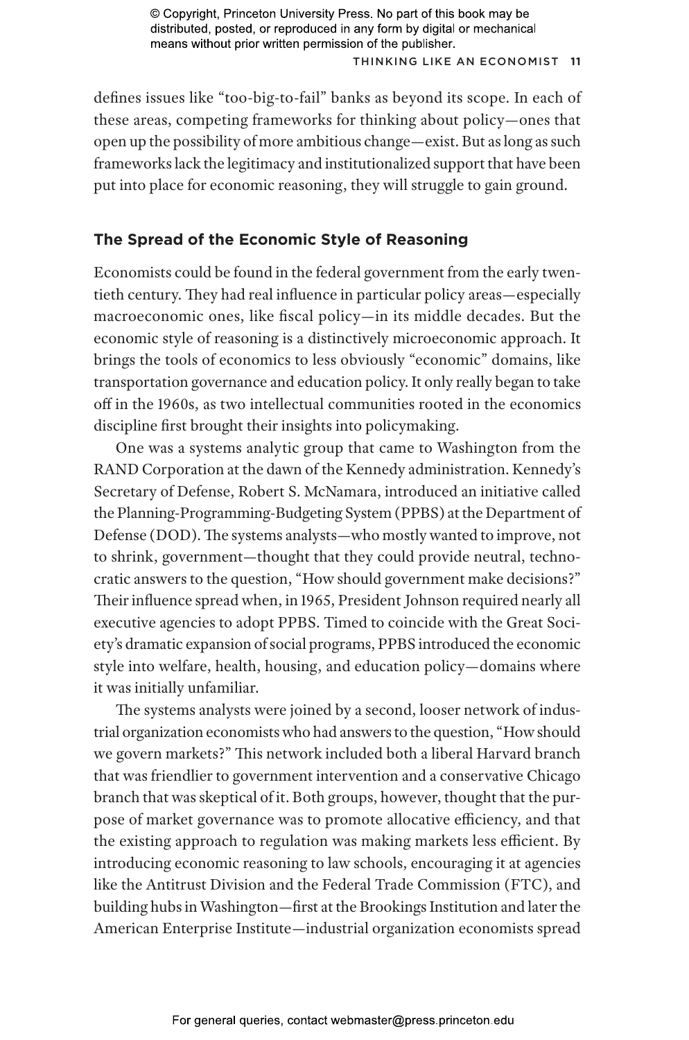defines issues like "too-big-to-fail" banks as beyond its scope. In each of these areas, competing frameworks for thinking about policy—ones that open up the possibility of more ambitious change—exist. But as long as such frameworks lack the legitimacy and institutionalized support that have been put into place for economic reasoning, they will struggle to gain ground.

## The Spread of the Economic Style of Reasoning

Economists could be found in the federal government from the early twentieth century. They had real influence in particular policy areas—especially macroeconomic ones, like fiscal policy—in its middle decades. But the economic style of reasoning is a distinctively microeconomic approach. It brings the tools of economics to less obviously "economic" domains, like transportation governance and education policy. It only really began to take off in the 1960s, as two intellectual communities rooted in the economics discipline first brought their insights into policymaking.

One was a systems analytic group that came to Washington from the RAND Corporation at the dawn of the Kennedy administration. Kennedy's Secretary of Defense, Robert S. McNamara, introduced an initiative called the Planning-Programming-Budgeting System (PPBS) at the Department of Defense (DOD). The systems analysts—who mostly wanted to improve, not to shrink, government—thought that they could provide neutral, technocratic answers to the question, "How should government make decisions?" Their influence spread when, in 1965, President Johnson required nearly all executive agencies to adopt PPBS. Timed to coincide with the Great Society's dramatic expansion of social programs, PPBS introduced the economic style into welfare, health, housing, and education policy—domains where it was initially unfamiliar.

The systems analysts were joined by a second, looser network of industrial organization economists who had answers to the question, "How should we govern markets?" This network included both a liberal Harvard branch that was friendlier to government intervention and a conservative Chicago branch that was skeptical of it. Both groups, however, thought that the purpose of market governance was to promote allocative efficiency, and that the existing approach to regulation was making markets less efficient. By introducing economic reasoning to law schools, encouraging it at agencies like the Antitrust Division and the Federal Trade Commission (FTC), and building hubs in Washington—first at the Brookings Institution and later the American Enterprise Institute—industrial organization economists spread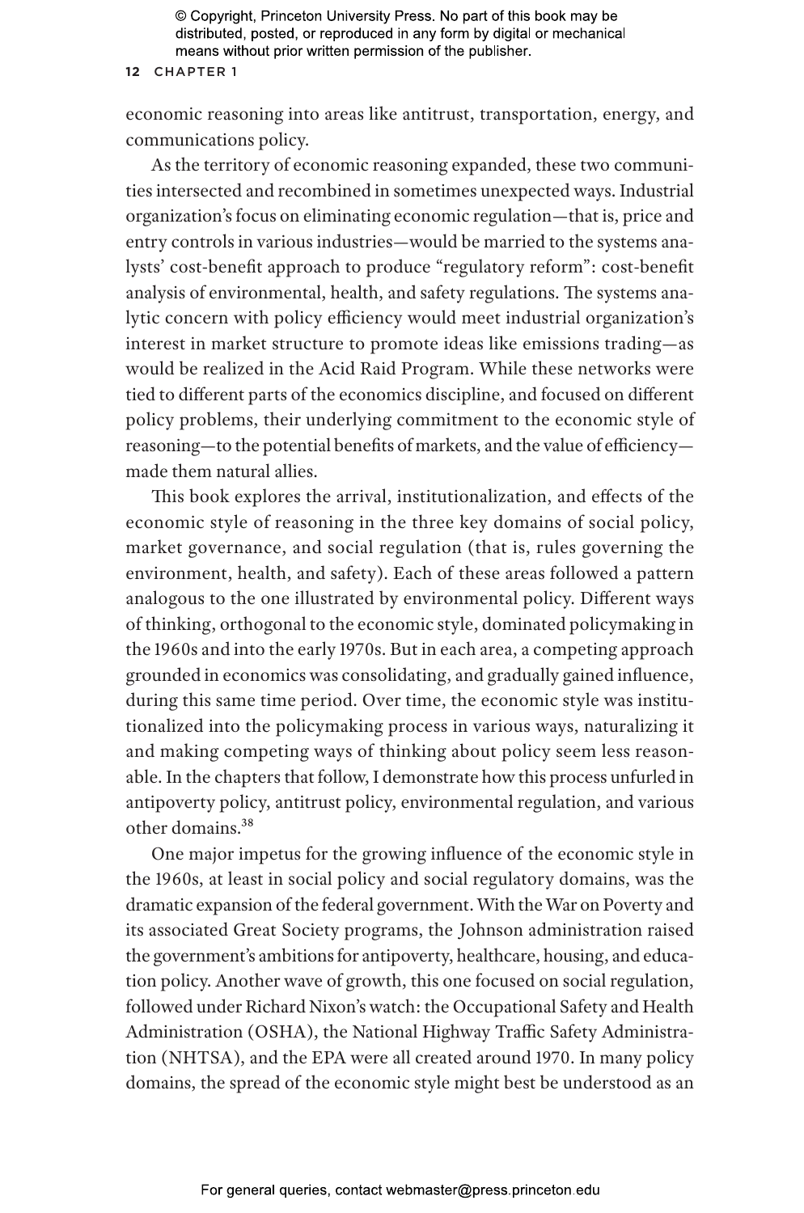economic reasoning into areas like antitrust, transportation, energy, and communications policy.

As the territory of economic reasoning expanded, these two communities intersected and recombined in sometimes unexpected ways. Industrial organization's focus on eliminating economic regulation—that is, price and entry controls in various industries—would be married to the systems analysts' cost-benefit approach to produce "regulatory reform": cost-benefit analysis of environmental, health, and safety regulations. The systems analytic concern with policy efficiency would meet industrial organization's interest in market structure to promote ideas like emissions trading—as would be realized in the Acid Raid Program. While these networks were tied to different parts of the economics discipline, and focused on different policy problems, their underlying commitment to the economic style of reasoning—to the potential benefits of markets, and the value of efficiency—made them natural allies.

This book explores the arrival, institutionalization, and effects of the economic style of reasoning in the three key domains of social policy, market governance, and social regulation (that is, rules governing the environment, health, and safety). Each of these areas followed a pattern analogous to the one illustrated by environmental policy. Different ways of thinking, orthogonal to the economic style, dominated policymaking in the 1960s and into the early 1970s. But in each area, a competing approach grounded in economics was consolidating, and gradually gained influence, during this same time period. Over time, the economic style was institutionalized into the policymaking process in various ways, naturalizing it and making competing ways of thinking about policy seem less reasonable. In the chapters that follow, I demonstrate how this process unfurled in antipoverty policy, antitrust policy, environmental regulation, and various other domains.[38]

One major impetus for the growing influence of the economic style in the 1960s, at least in social policy and social regulatory domains, was the dramatic expansion of the federal government. With the War on Poverty and its associated Great Society programs, the Johnson administration raised the government's ambitions for antipoverty, healthcare, housing, and education policy. Another wave of growth, this one focused on social regulation, followed under Richard Nixon's watch: the Occupational Safety and Health Administration (OSHA), the National Highway Traffic Safety Administration (NHTSA), and the EPA were all created around 1970. In many policy domains, the spread of the economic style might best be understood as an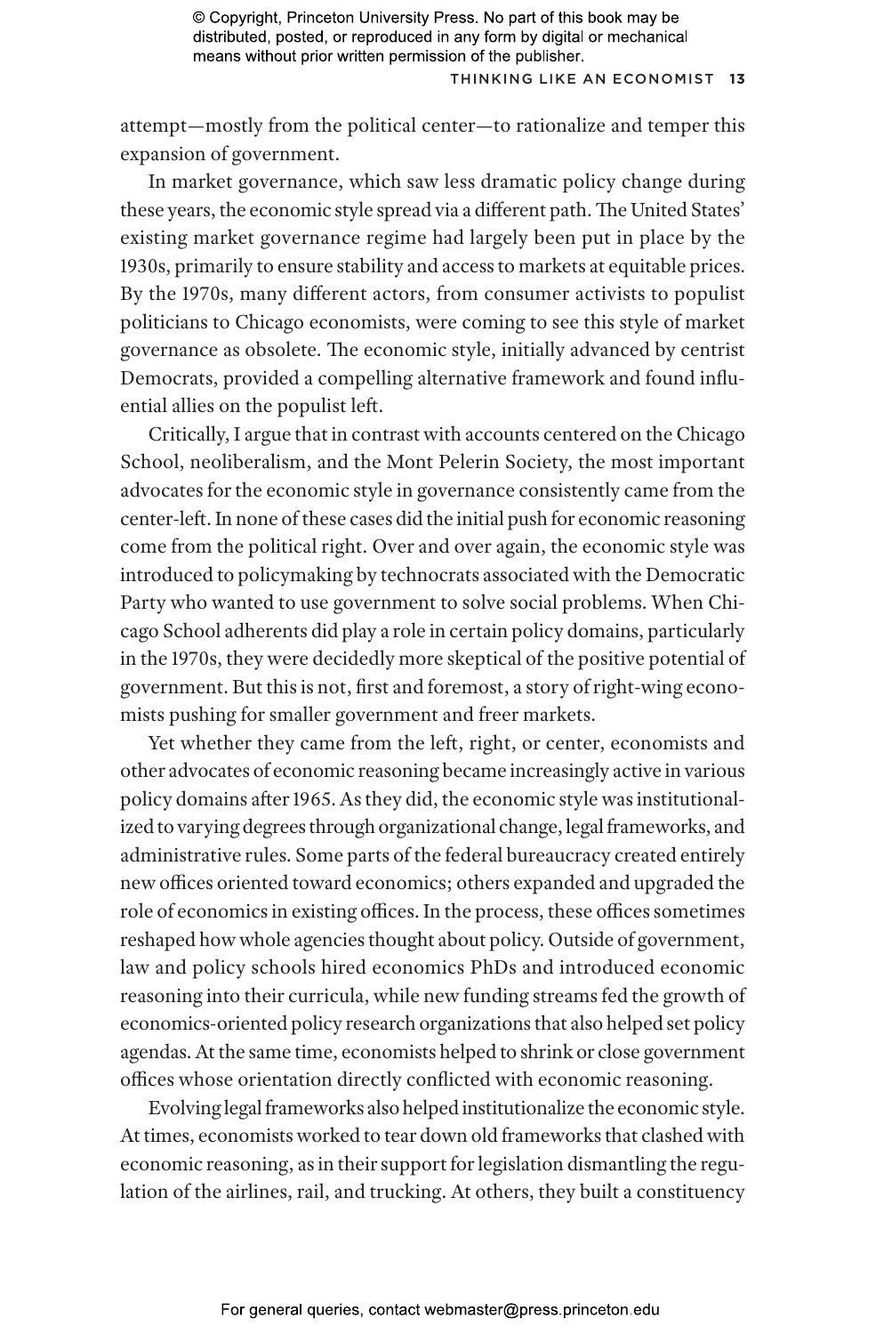attempt—mostly from the political center—to rationalize and temper this expansion of government.

In market governance, which saw less dramatic policy change during these years, the economic style spread via a different path. The United States' existing market governance regime had largely been put in place by the 1930s, primarily to ensure stability and access to markets at equitable prices. By the 1970s, many different actors, from consumer activists to populist politicians to Chicago economists, were coming to see this style of market governance as obsolete. The economic style, initially advanced by centrist Democrats, provided a compelling alternative framework and found influential allies on the populist left.

Critically, I argue that in contrast with accounts centered on the Chicago School, neoliberalism, and the Mont Pelerin Society, the most important advocates for the economic style in governance consistently came from the center-left. In none of these cases did the initial push for economic reasoning come from the political right. Over and over again, the economic style was introduced to policymaking by technocrats associated with the Democratic Party who wanted to use government to solve social problems. When Chicago School adherents did play a role in certain policy domains, particularly in the 1970s, they were decidedly more skeptical of the positive potential of government. But this is not, first and foremost, a story of right-wing economists pushing for smaller government and freer markets.

Yet whether they came from the left, right, or center, economists and other advocates of economic reasoning became increasingly active in various policy domains after 1965. As they did, the economic style was institutionalized to varying degrees through organizational change, legal frameworks, and administrative rules. Some parts of the federal bureaucracy created entirely new offices oriented toward economics; others expanded and upgraded the role of economics in existing offices. In the process, these offices sometimes reshaped how whole agencies thought about policy. Outside of government, law and policy schools hired economics PhDs and introduced economic reasoning into their curricula, while new funding streams fed the growth of economics-oriented policy research organizations that also helped set policy agendas. At the same time, economists helped to shrink or close government offices whose orientation directly conflicted with economic reasoning.

Evolving legal frameworks also helped institutionalize the economic style. At times, economists worked to tear down old frameworks that clashed with economic reasoning, as in their support for legislation dismantling the regulation of the airlines, rail, and trucking. At others, they built a constituency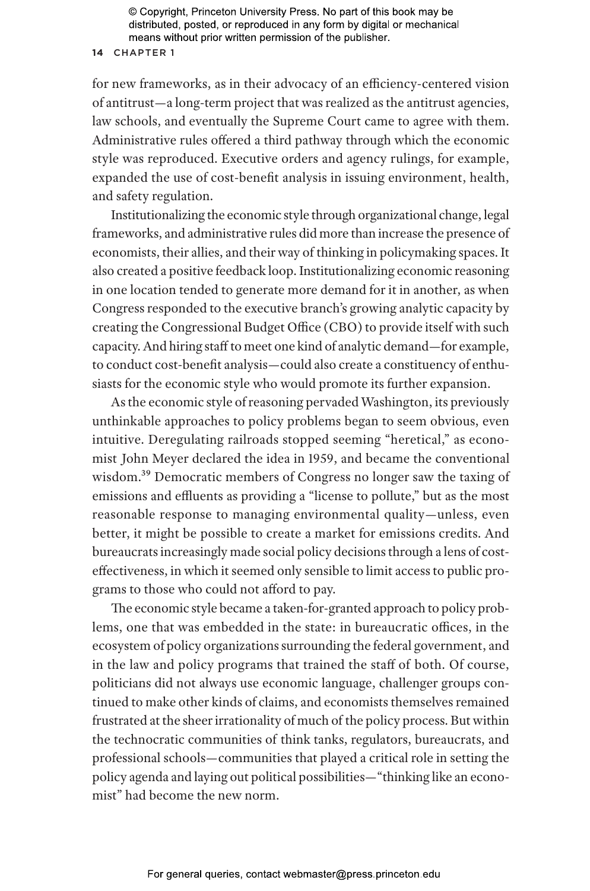for new frameworks, as in their advocacy of an efficiency-centered vision of antitrust—a long-term project that was realized as the antitrust agencies, law schools, and eventually the Supreme Court came to agree with them. Administrative rules offered a third pathway through which the economic style was reproduced. Executive orders and agency rulings, for example, expanded the use of cost-benefit analysis in issuing environment, health, and safety regulation.

Institutionalizing the economic style through organizational change, legal frameworks, and administrative rules did more than increase the presence of economists, their allies, and their way of thinking in policymaking spaces. It also created a positive feedback loop. Institutionalizing economic reasoning in one location tended to generate more demand for it in another, as when Congress responded to the executive branch's growing analytic capacity by creating the Congressional Budget Office (CBO) to provide itself with such capacity. And hiring staff to meet one kind of analytic demand—for example, to conduct cost-benefit analysis—could also create a constituency of enthusiasts for the economic style who would promote its further expansion.

As the economic style of reasoning pervaded Washington, its previously unthinkable approaches to policy problems began to seem obvious, even intuitive. Deregulating railroads stopped seeming "heretical," as economist John Meyer declared the idea in 1959, and became the conventional wisdom.[39] Democratic members of Congress no longer saw the taxing of emissions and effluents as providing a "license to pollute," but as the most reasonable response to managing environmental quality—unless, even better, it might be possible to create a market for emissions credits. And bureaucrats increasingly made social policy decisions through a lens of cost-effectiveness, in which it seemed only sensible to limit access to public programs to those who could not afford to pay.

The economic style became a taken-for-granted approach to policy problems, one that was embedded in the state: in bureaucratic offices, in the ecosystem of policy organizations surrounding the federal government, and in the law and policy programs that trained the staff of both. Of course, politicians did not always use economic language, challenger groups continued to make other kinds of claims, and economists themselves remained frustrated at the sheer irrationality of much of the policy process. But within the technocratic communities of think tanks, regulators, bureaucrats, and professional schools—communities that played a critical role in setting the policy agenda and laying out political possibilities—"thinking like an economist" had become the new norm.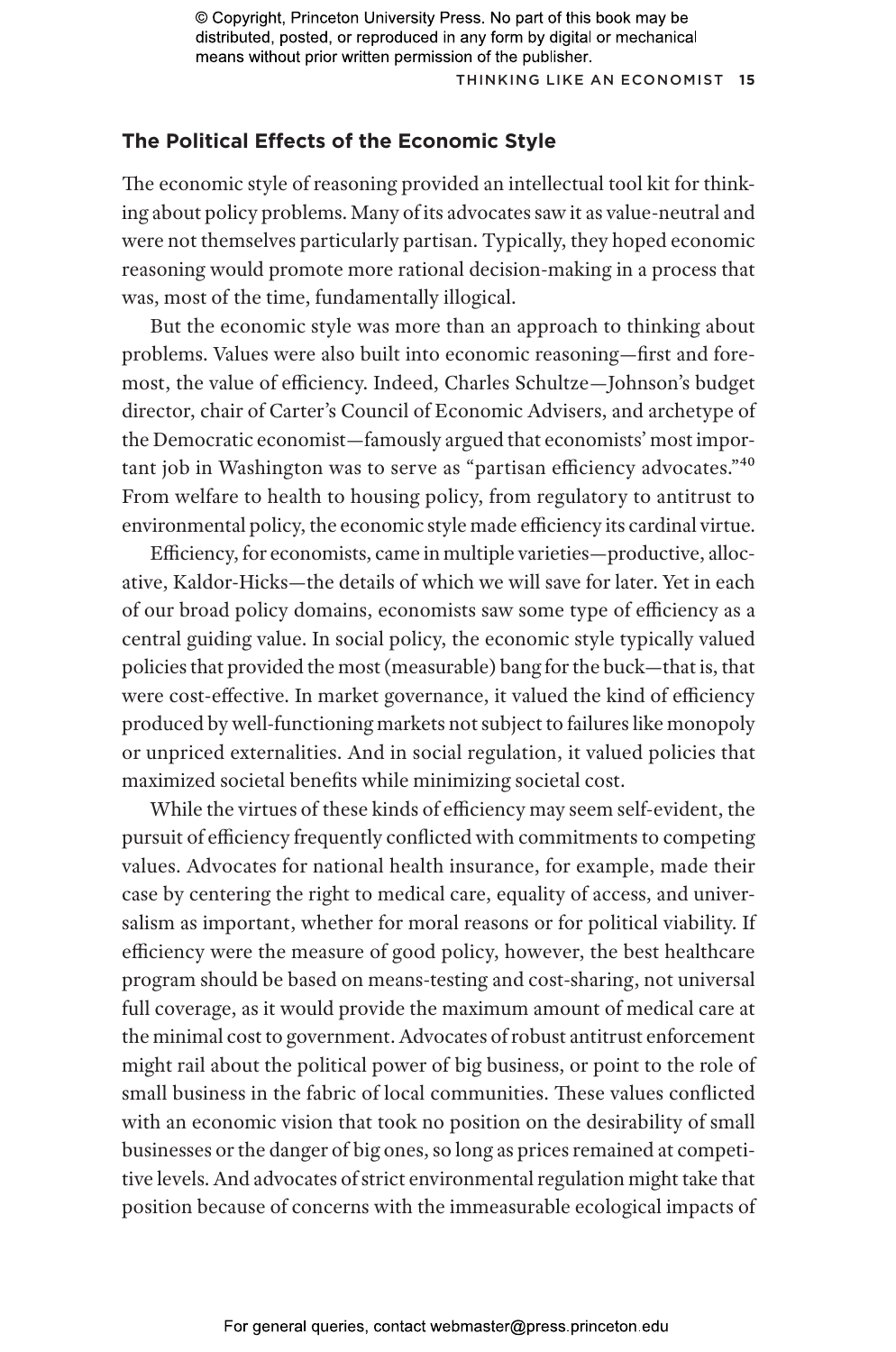## The Political Effects of the Economic Style

The economic style of reasoning provided an intellectual tool kit for thinking about policy problems. Many of its advocates saw it as value-neutral and were not themselves particularly partisan. Typically, they hoped economic reasoning would promote more rational decision-making in a process that was, most of the time, fundamentally illogical.

But the economic style was more than an approach to thinking about problems. Values were also built into economic reasoning—first and foremost, the value of efficiency. Indeed, Charles Schultze—Johnson's budget director, chair of Carter's Council of Economic Advisers, and archetype of the Democratic economist—famously argued that economists' most important job in Washington was to serve as "partisan efficiency advocates."[40] From welfare to health to housing policy, from regulatory to antitrust to environmental policy, the economic style made efficiency its cardinal virtue.

Efficiency, for economists, came in multiple varieties—productive, allocative, Kaldor-Hicks—the details of which we will save for later. Yet in each of our broad policy domains, economists saw some type of efficiency as a central guiding value. In social policy, the economic style typically valued policies that provided the most (measurable) bang for the buck—that is, that were cost-effective. In market governance, it valued the kind of efficiency produced by well-functioning markets not subject to failures like monopoly or unpriced externalities. And in social regulation, it valued policies that maximized societal benefits while minimizing societal cost.

While the virtues of these kinds of efficiency may seem self-evident, the pursuit of efficiency frequently conflicted with commitments to competing values. Advocates for national health insurance, for example, made their case by centering the right to medical care, equality of access, and universalism as important, whether for moral reasons or for political viability. If efficiency were the measure of good policy, however, the best healthcare program should be based on means-testing and cost-sharing, not universal full coverage, as it would provide the maximum amount of medical care at the minimal cost to government. Advocates of robust antitrust enforcement might rail about the political power of big business, or point to the role of small business in the fabric of local communities. These values conflicted with an economic vision that took no position on the desirability of small businesses or the danger of big ones, so long as prices remained at competitive levels. And advocates of strict environmental regulation might take that position because of concerns with the immeasurable ecological impacts of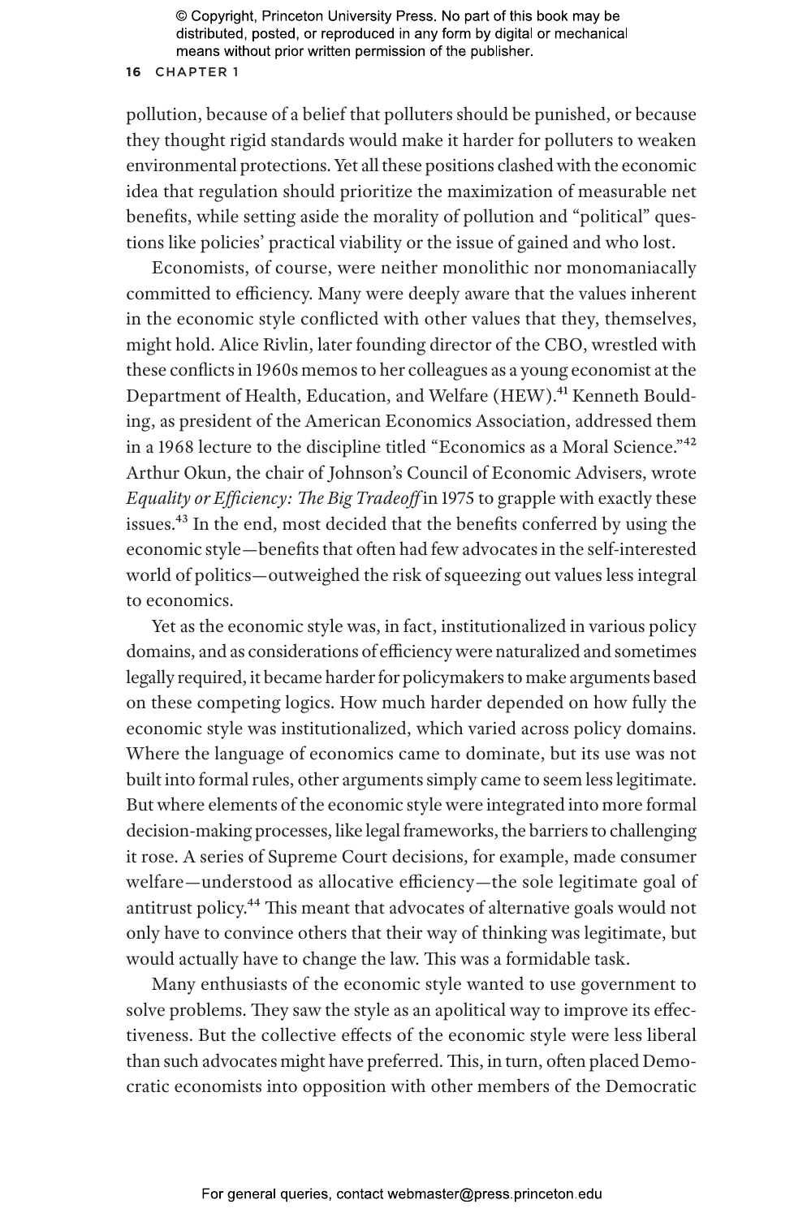pollution, because of a belief that polluters should be punished, or because they thought rigid standards would make it harder for polluters to weaken environmental protections. Yet all these positions clashed with the economic idea that regulation should prioritize the maximization of measurable net benefits, while setting aside the morality of pollution and "political" questions like policies' practical viability or the issue of gained and who lost.

Economists, of course, were neither monolithic nor monomaniacally committed to efficiency. Many were deeply aware that the values inherent in the economic style conflicted with other values that they, themselves, might hold. Alice Rivlin, later founding director of the CBO, wrestled with these conflicts in 1960s memos to her colleagues as a young economist at the Department of Health, Education, and Welfare (HEW).[41] Kenneth Boulding, as president of the American Economics Association, addressed them in a 1968 lecture to the discipline titled "Economics as a Moral Science."[42] Arthur Okun, the chair of Johnson's Council of Economic Advisers, wrote *Equality or Efficiency: The Big Tradeoff* in 1975 to grapple with exactly these issues.[43] In the end, most decided that the benefits conferred by using the economic style—benefits that often had few advocates in the self-interested world of politics—outweighed the risk of squeezing out values less integral to economics.

Yet as the economic style was, in fact, institutionalized in various policy domains, and as considerations of efficiency were naturalized and sometimes legally required, it became harder for policymakers to make arguments based on these competing logics. How much harder depended on how fully the economic style was institutionalized, which varied across policy domains. Where the language of economics came to dominate, but its use was not built into formal rules, other arguments simply came to seem less legitimate. But where elements of the economic style were integrated into more formal decision-making processes, like legal frameworks, the barriers to challenging it rose. A series of Supreme Court decisions, for example, made consumer welfare—understood as allocative efficiency—the sole legitimate goal of antitrust policy.[44] This meant that advocates of alternative goals would not only have to convince others that their way of thinking was legitimate, but would actually have to change the law. This was a formidable task.

Many enthusiasts of the economic style wanted to use government to solve problems. They saw the style as an apolitical way to improve its effectiveness. But the collective effects of the economic style were less liberal than such advocates might have preferred. This, in turn, often placed Democratic economists into opposition with other members of the Democratic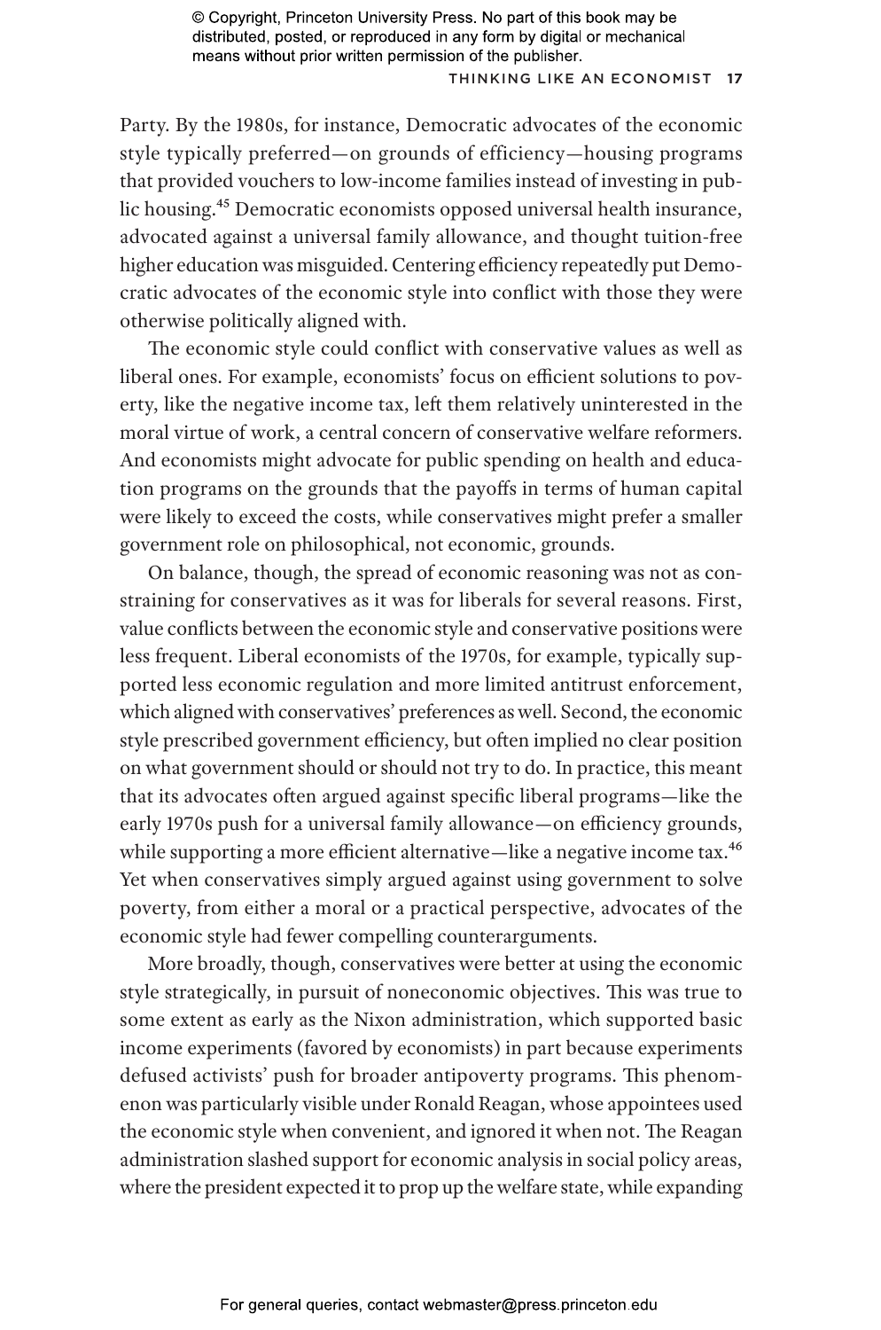Party. By the 1980s, for instance, Democratic advocates of the economic style typically preferred—on grounds of efficiency—housing programs that provided vouchers to low-income families instead of investing in public housing.[45] Democratic economists opposed universal health insurance, advocated against a universal family allowance, and thought tuition-free higher education was misguided. Centering efficiency repeatedly put Democratic advocates of the economic style into conflict with those they were otherwise politically aligned with.

The economic style could conflict with conservative values as well as liberal ones. For example, economists' focus on efficient solutions to poverty, like the negative income tax, left them relatively uninterested in the moral virtue of work, a central concern of conservative welfare reformers. And economists might advocate for public spending on health and education programs on the grounds that the payoffs in terms of human capital were likely to exceed the costs, while conservatives might prefer a smaller government role on philosophical, not economic, grounds.

On balance, though, the spread of economic reasoning was not as constraining for conservatives as it was for liberals for several reasons. First, value conflicts between the economic style and conservative positions were less frequent. Liberal economists of the 1970s, for example, typically supported less economic regulation and more limited antitrust enforcement, which aligned with conservatives' preferences as well. Second, the economic style prescribed government efficiency, but often implied no clear position on what government should or should not try to do. In practice, this meant that its advocates often argued against specific liberal programs—like the early 1970s push for a universal family allowance—on efficiency grounds, while supporting a more efficient alternative—like a negative income tax.[46] Yet when conservatives simply argued against using government to solve poverty, from either a moral or a practical perspective, advocates of the economic style had fewer compelling counterarguments.

More broadly, though, conservatives were better at using the economic style strategically, in pursuit of noneconomic objectives. This was true to some extent as early as the Nixon administration, which supported basic income experiments (favored by economists) in part because experiments defused activists' push for broader antipoverty programs. This phenomenon was particularly visible under Ronald Reagan, whose appointees used the economic style when convenient, and ignored it when not. The Reagan administration slashed support for economic analysis in social policy areas, where the president expected it to prop up the welfare state, while expanding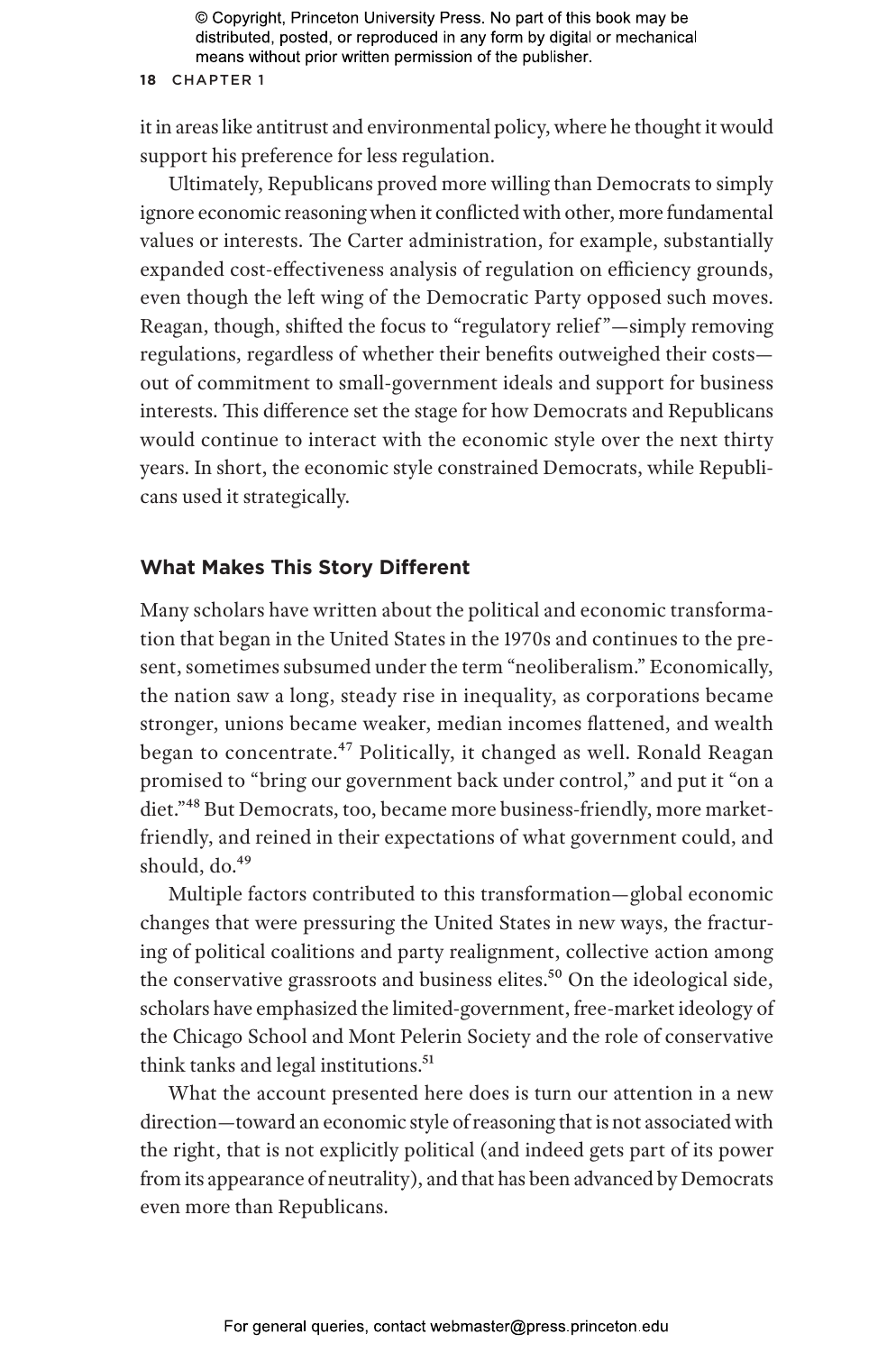it in areas like antitrust and environmental policy, where he thought it would support his preference for less regulation.

Ultimately, Republicans proved more willing than Democrats to simply ignore economic reasoning when it conflicted with other, more fundamental values or interests. The Carter administration, for example, substantially expanded cost-effectiveness analysis of regulation on efficiency grounds, even though the left wing of the Democratic Party opposed such moves. Reagan, though, shifted the focus to "regulatory relief"—simply removing regulations, regardless of whether their benefits outweighed their costs—out of commitment to small-government ideals and support for business interests. This difference set the stage for how Democrats and Republicans would continue to interact with the economic style over the next thirty years. In short, the economic style constrained Democrats, while Republicans used it strategically.

## What Makes This Story Different

Many scholars have written about the political and economic transformation that began in the United States in the 1970s and continues to the present, sometimes subsumed under the term "neoliberalism." Economically, the nation saw a long, steady rise in inequality, as corporations became stronger, unions became weaker, median incomes flattened, and wealth began to concentrate.[47] Politically, it changed as well. Ronald Reagan promised to "bring our government back under control," and put it "on a diet."[48] But Democrats, too, became more business-friendly, more market-friendly, and reined in their expectations of what government could, and should, do.[49]

Multiple factors contributed to this transformation—global economic changes that were pressuring the United States in new ways, the fracturing of political coalitions and party realignment, collective action among the conservative grassroots and business elites.[50] On the ideological side, scholars have emphasized the limited-government, free-market ideology of the Chicago School and Mont Pelerin Society and the role of conservative think tanks and legal institutions.[51]

What the account presented here does is turn our attention in a new direction—toward an economic style of reasoning that is not associated with the right, that is not explicitly political (and indeed gets part of its power from its appearance of neutrality), and that has been advanced by Democrats even more than Republicans.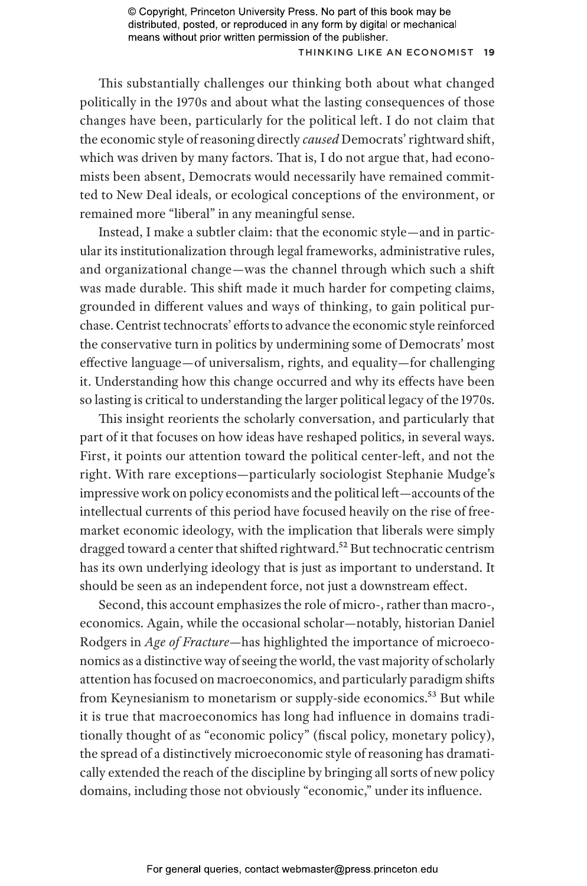This substantially challenges our thinking both about what changed politically in the 1970s and about what the lasting consequences of those changes have been, particularly for the political left. I do not claim that the economic style of reasoning directly *caused* Democrats' rightward shift, which was driven by many factors. That is, I do not argue that, had economists been absent, Democrats would necessarily have remained committed to New Deal ideals, or ecological conceptions of the environment, or remained more "liberal" in any meaningful sense.

Instead, I make a subtler claim: that the economic style—and in particular its institutionalization through legal frameworks, administrative rules, and organizational change—was the channel through which such a shift was made durable. This shift made it much harder for competing claims, grounded in different values and ways of thinking, to gain political purchase. Centrist technocrats' efforts to advance the economic style reinforced the conservative turn in politics by undermining some of Democrats' most effective language—of universalism, rights, and equality—for challenging it. Understanding how this change occurred and why its effects have been so lasting is critical to understanding the larger political legacy of the 1970s.

This insight reorients the scholarly conversation, and particularly that part of it that focuses on how ideas have reshaped politics, in several ways. First, it points our attention toward the political center-left, and not the right. With rare exceptions—particularly sociologist Stephanie Mudge's impressive work on policy economists and the political left—accounts of the intellectual currents of this period have focused heavily on the rise of free-market economic ideology, with the implication that liberals were simply dragged toward a center that shifted rightward.[52] But technocratic centrism has its own underlying ideology that is just as important to understand. It should be seen as an independent force, not just a downstream effect.

Second, this account emphasizes the role of micro-, rather than macro-, economics. Again, while the occasional scholar—notably, historian Daniel Rodgers in *Age of Fracture*—has highlighted the importance of microeconomics as a distinctive way of seeing the world, the vast majority of scholarly attention has focused on macroeconomics, and particularly paradigm shifts from Keynesianism to monetarism or supply-side economics.[53] But while it is true that macroeconomics has long had influence in domains traditionally thought of as "economic policy" (fiscal policy, monetary policy), the spread of a distinctively microeconomic style of reasoning has dramatically extended the reach of the discipline by bringing all sorts of new policy domains, including those not obviously "economic," under its influence.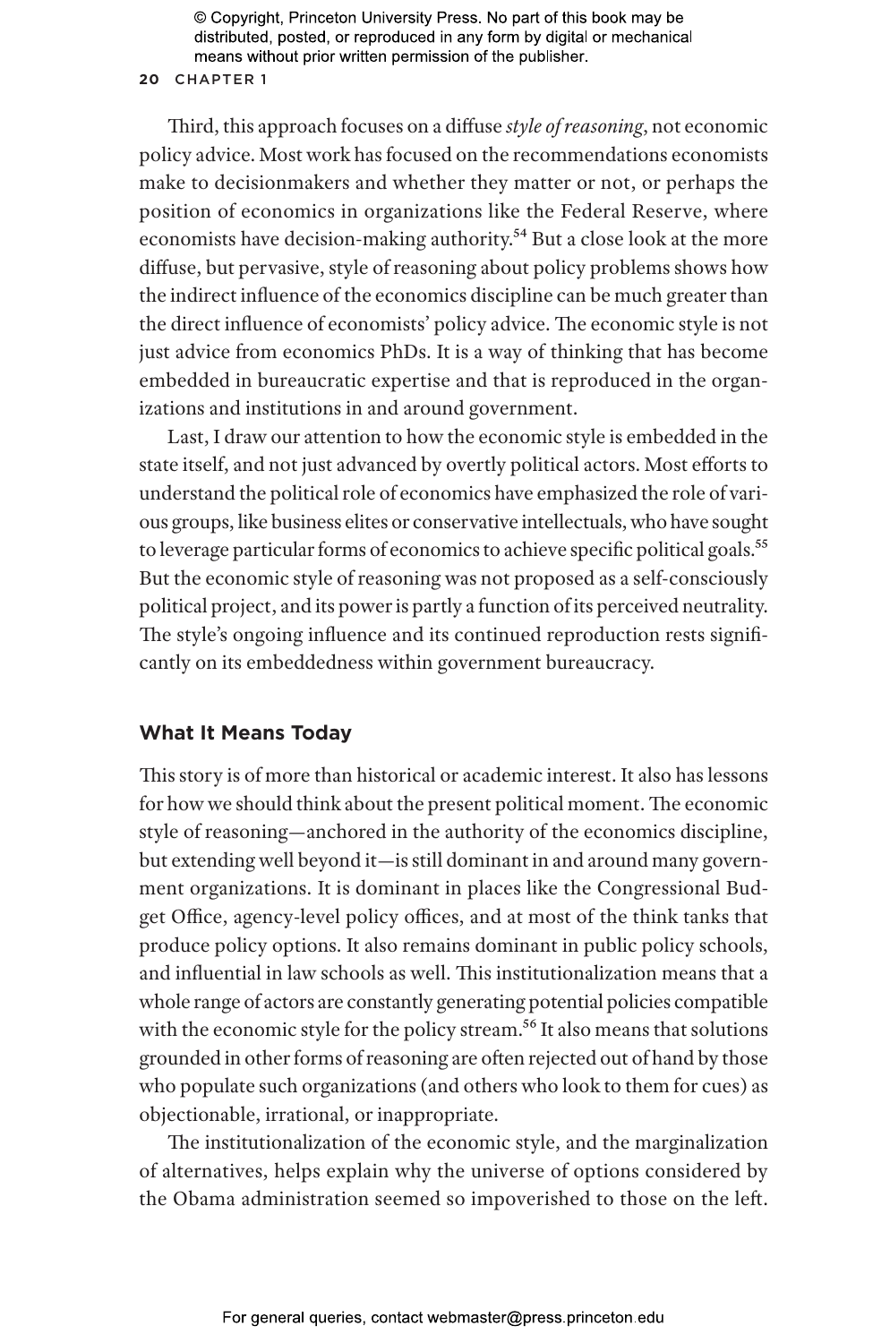Third, this approach focuses on a diffuse *style of reasoning*, not economic policy advice. Most work has focused on the recommendations economists make to decisionmakers and whether they matter or not, or perhaps the position of economics in organizations like the Federal Reserve, where economists have decision-making authority.[54] But a close look at the more diffuse, but pervasive, style of reasoning about policy problems shows how the indirect influence of the economics discipline can be much greater than the direct influence of economists' policy advice. The economic style is not just advice from economics PhDs. It is a way of thinking that has become embedded in bureaucratic expertise and that is reproduced in the organizations and institutions in and around government.

Last, I draw our attention to how the economic style is embedded in the state itself, and not just advanced by overtly political actors. Most efforts to understand the political role of economics have emphasized the role of various groups, like business elites or conservative intellectuals, who have sought to leverage particular forms of economics to achieve specific political goals.[55] But the economic style of reasoning was not proposed as a self-consciously political project, and its power is partly a function of its perceived neutrality. The style's ongoing influence and its continued reproduction rests significantly on its embeddedness within government bureaucracy.

## What It Means Today

This story is of more than historical or academic interest. It also has lessons for how we should think about the present political moment. The economic style of reasoning—anchored in the authority of the economics discipline, but extending well beyond it—is still dominant in and around many government organizations. It is dominant in places like the Congressional Budget Office, agency-level policy offices, and at most of the think tanks that produce policy options. It also remains dominant in public policy schools, and influential in law schools as well. This institutionalization means that a whole range of actors are constantly generating potential policies compatible with the economic style for the policy stream.[56] It also means that solutions grounded in other forms of reasoning are often rejected out of hand by those who populate such organizations (and others who look to them for cues) as objectionable, irrational, or inappropriate.

The institutionalization of the economic style, and the marginalization of alternatives, helps explain why the universe of options considered by the Obama administration seemed so impoverished to those on the left.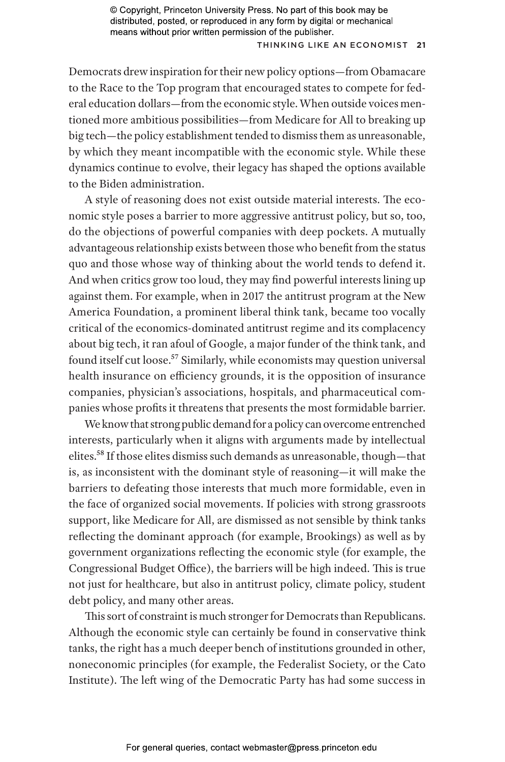Democrats drew inspiration for their new policy options—from Obamacare to the Race to the Top program that encouraged states to compete for federal education dollars—from the economic style. When outside voices mentioned more ambitious possibilities—from Medicare for All to breaking up big tech—the policy establishment tended to dismiss them as unreasonable, by which they meant incompatible with the economic style. While these dynamics continue to evolve, their legacy has shaped the options available to the Biden administration.

A style of reasoning does not exist outside material interests. The economic style poses a barrier to more aggressive antitrust policy, but so, too, do the objections of powerful companies with deep pockets. A mutually advantageous relationship exists between those who benefit from the status quo and those whose way of thinking about the world tends to defend it. And when critics grow too loud, they may find powerful interests lining up against them. For example, when in 2017 the antitrust program at the New America Foundation, a prominent liberal think tank, became too vocally critical of the economics-dominated antitrust regime and its complacency about big tech, it ran afoul of Google, a major funder of the think tank, and found itself cut loose.[57] Similarly, while economists may question universal health insurance on efficiency grounds, it is the opposition of insurance companies, physician's associations, hospitals, and pharmaceutical companies whose profits it threatens that presents the most formidable barrier.

We know that strong public demand for a policy can overcome entrenched interests, particularly when it aligns with arguments made by intellectual elites.[58] If those elites dismiss such demands as unreasonable, though—that is, as inconsistent with the dominant style of reasoning—it will make the barriers to defeating those interests that much more formidable, even in the face of organized social movements. If policies with strong grassroots support, like Medicare for All, are dismissed as not sensible by think tanks reflecting the dominant approach (for example, Brookings) as well as by government organizations reflecting the economic style (for example, the Congressional Budget Office), the barriers will be high indeed. This is true not just for healthcare, but also in antitrust policy, climate policy, student debt policy, and many other areas.

This sort of constraint is much stronger for Democrats than Republicans. Although the economic style can certainly be found in conservative think tanks, the right has a much deeper bench of institutions grounded in other, noneconomic principles (for example, the Federalist Society, or the Cato Institute). The left wing of the Democratic Party has had some success in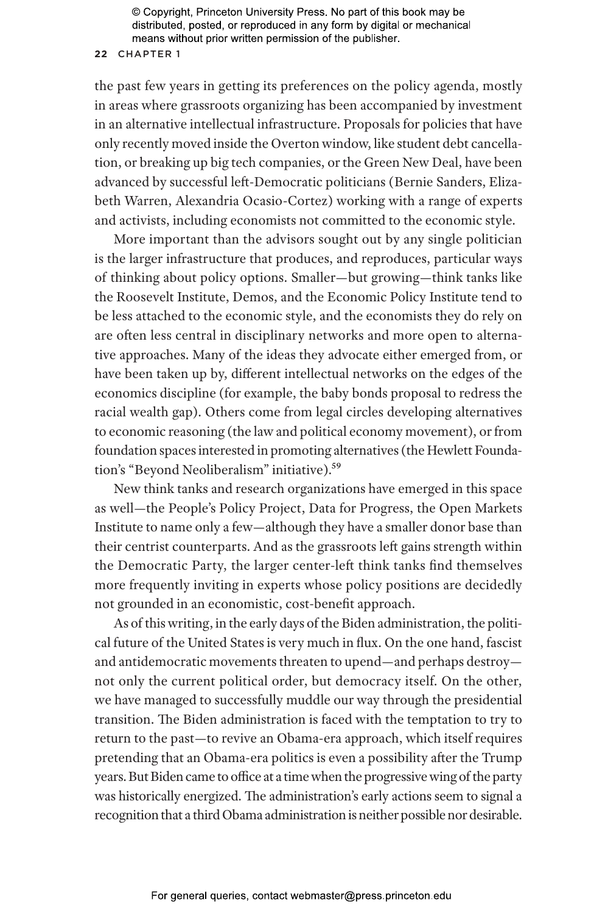the past few years in getting its preferences on the policy agenda, mostly in areas where grassroots organizing has been accompanied by investment in an alternative intellectual infrastructure. Proposals for policies that have only recently moved inside the Overton window, like student debt cancellation, or breaking up big tech companies, or the Green New Deal, have been advanced by successful left-Democratic politicians (Bernie Sanders, Elizabeth Warren, Alexandria Ocasio-Cortez) working with a range of experts and activists, including economists not committed to the economic style.

More important than the advisors sought out by any single politician is the larger infrastructure that produces, and reproduces, particular ways of thinking about policy options. Smaller—but growing—think tanks like the Roosevelt Institute, Demos, and the Economic Policy Institute tend to be less attached to the economic style, and the economists they do rely on are often less central in disciplinary networks and more open to alternative approaches. Many of the ideas they advocate either emerged from, or have been taken up by, different intellectual networks on the edges of the economics discipline (for example, the baby bonds proposal to redress the racial wealth gap). Others come from legal circles developing alternatives to economic reasoning (the law and political economy movement), or from foundation spaces interested in promoting alternatives (the Hewlett Foundation's "Beyond Neoliberalism" initiative).[59]

New think tanks and research organizations have emerged in this space as well—the People's Policy Project, Data for Progress, the Open Markets Institute to name only a few—although they have a smaller donor base than their centrist counterparts. And as the grassroots left gains strength within the Democratic Party, the larger center-left think tanks find themselves more frequently inviting in experts whose policy positions are decidedly not grounded in an economistic, cost-benefit approach.

As of this writing, in the early days of the Biden administration, the political future of the United States is very much in flux. On the one hand, fascist and antidemocratic movements threaten to upend—and perhaps destroy—not only the current political order, but democracy itself. On the other, we have managed to successfully muddle our way through the presidential transition. The Biden administration is faced with the temptation to try to return to the past—to revive an Obama-era approach, which itself requires pretending that an Obama-era politics is even a possibility after the Trump years. But Biden came to office at a time when the progressive wing of the party was historically energized. The administration's early actions seem to signal a recognition that a third Obama administration is neither possible nor desirable.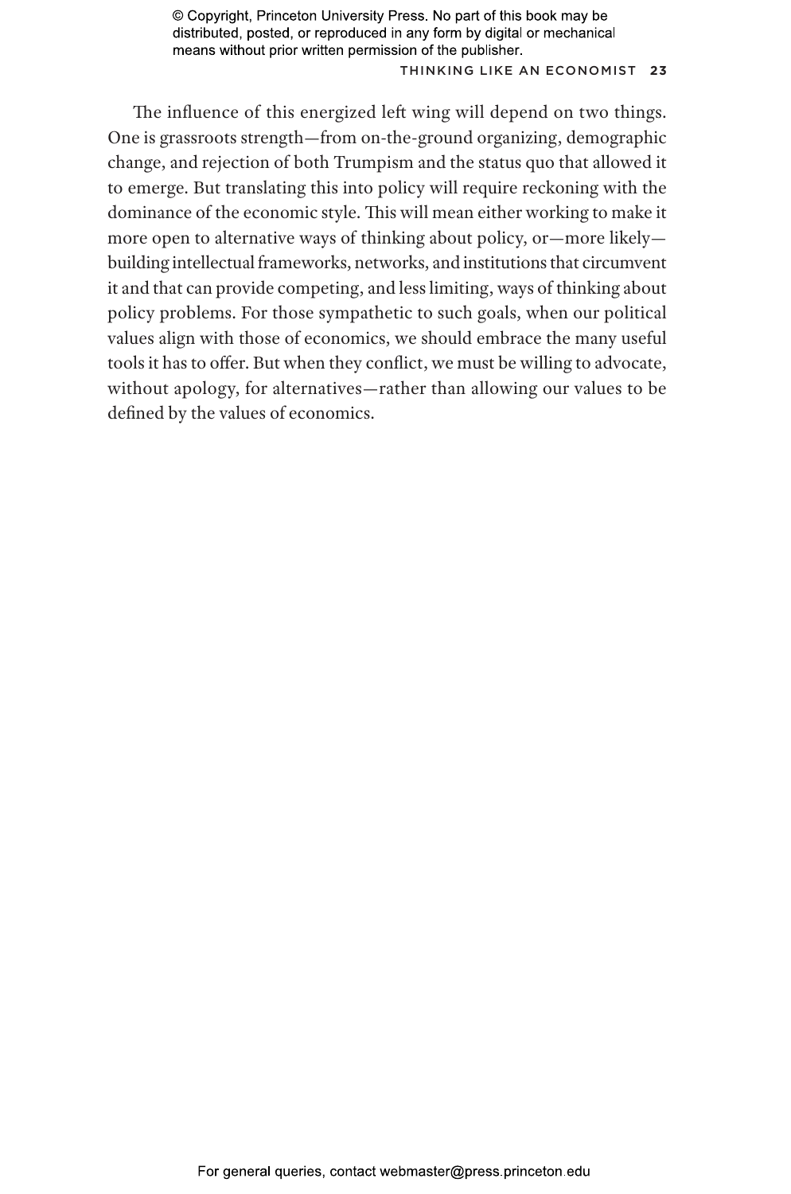The influence of this energized left wing will depend on two things. One is grassroots strength—from on-the-ground organizing, demographic change, and rejection of both Trumpism and the status quo that allowed it to emerge. But translating this into policy will require reckoning with the dominance of the economic style. This will mean either working to make it more open to alternative ways of thinking about policy, or—more likely—building intellectual frameworks, networks, and institutions that circumvent it and that can provide competing, and less limiting, ways of thinking about policy problems. For those sympathetic to such goals, when our political values align with those of economics, we should embrace the many useful tools it has to offer. But when they conflict, we must be willing to advocate, without apology, for alternatives—rather than allowing our values to be defined by the values of economics.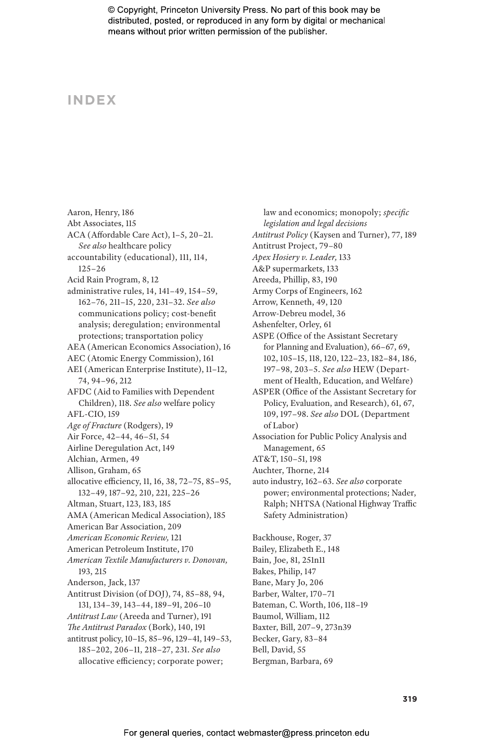# INDEX

Aaron, Henry, 186
Abt Associates, 115
ACA (Affordable Care Act), 1–5, 20–21. *See also* healthcare policy
accountability (educational), 111, 114, 125–26
Acid Rain Program, 8, 12
administrative rules, 14, 141–49, 154–59, 162–76, 211–15, 220, 231–32. *See also* communications policy; cost-benefit analysis; deregulation; environmental protections; transportation policy
AEA (American Economics Association), 16
AEC (Atomic Energy Commission), 161
AEI (American Enterprise Institute), 11–12, 74, 94–96, 212
AFDC (Aid to Families with Dependent Children), 118. *See also* welfare policy
AFL-CIO, 159
*Age of Fracture* (Rodgers), 19
Air Force, 42–44, 46–51, 54
Airline Deregulation Act, 149
Alchian, Armen, 49
Allison, Graham, 65
allocative efficiency, 11, 16, 38, 72–75, 85–95, 132–49, 187–92, 210, 221, 225–26
Altman, Stuart, 123, 183, 185
AMA (American Medical Association), 185
American Bar Association, 209
*American Economic Review,* 121
American Petroleum Institute, 170
*American Textile Manufacturers v. Donovan,* 193, 215
Anderson, Jack, 137
Antitrust Division (of DOJ), 74, 85–88, 94, 131, 134–39, 143–44, 189–91, 206–10
*Antitrust Law* (Areeda and Turner), 191
*The Antitrust Paradox* (Bork), 140, 191
antitrust policy, 10–15, 85–96, 129–41, 149–53, 185–202, 206–11, 218–27, 231. *See also* allocative efficiency; corporate power; law and economics; monopoly; *specific legislation and legal decisions*
*Antitrust Policy* (Kaysen and Turner), 77, 189
Antitrust Project, 79–80
*Apex Hosiery v. Leader,* 133
A&P supermarkets, 133
Areeda, Phillip, 83, 190
Army Corps of Engineers, 162
Arrow, Kenneth, 49, 120
Arrow-Debreu model, 36
Ashenfelter, Orley, 61
ASPE (Office of the Assistant Secretary for Planning and Evaluation), 66–67, 69, 102, 105–15, 118, 120, 122–23, 182–84, 186, 197–98, 203–5. *See also* HEW (Department of Health, Education, and Welfare)
ASPER (Office of the Assistant Secretary for Policy, Evaluation, and Research), 61, 67, 109, 197–98. *See also* DOL (Department of Labor)
Association for Public Policy Analysis and Management, 65
AT&T, 150–51, 198
Auchter, Thorne, 214
auto industry, 162–63. *See also* corporate power; environmental protections; Nader, Ralph; NHTSA (National Highway Traffic Safety Administration)

Backhouse, Roger, 37
Bailey, Elizabeth E., 148
Bain, Joe, 81, 251n11
Bakes, Philip, 147
Bane, Mary Jo, 206
Barber, Walter, 170–71
Bateman, C. Worth, 106, 118–19
Baumol, William, 112
Baxter, Bill, 207–9, 273n39
Becker, Gary, 83–84
Bell, David, 55
Bergman, Barbara, 69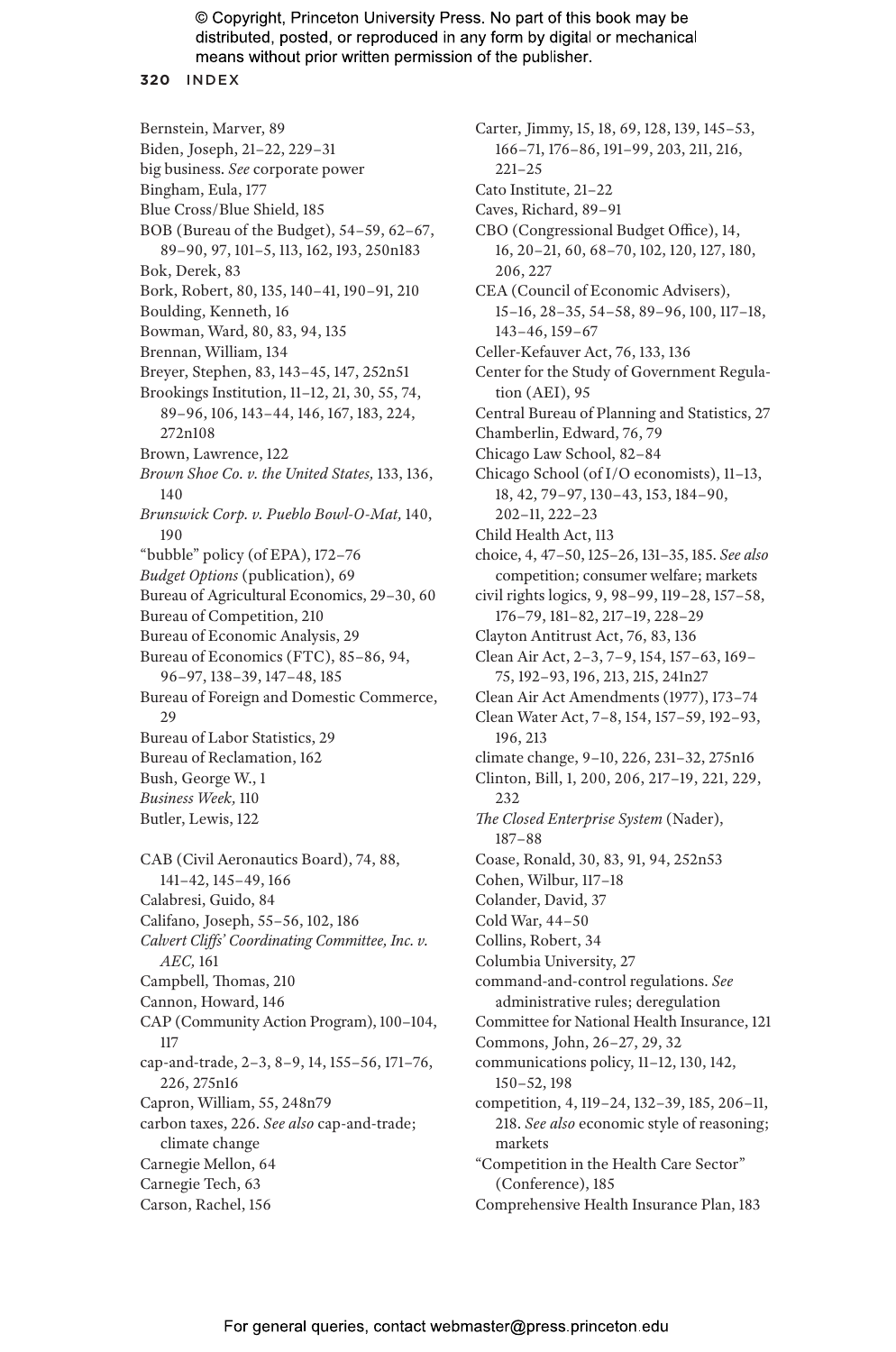Bernstein, Marver, 89
Biden, Joseph, 21–22, 229–31
big business. *See* corporate power
Bingham, Eula, 177
Blue Cross/Blue Shield, 185
BOB (Bureau of the Budget), 54–59, 62–67, 89–90, 97, 101–5, 113, 162, 193, 250n183
Bok, Derek, 83
Bork, Robert, 80, 135, 140–41, 190–91, 210
Boulding, Kenneth, 16
Bowman, Ward, 80, 83, 94, 135
Brennan, William, 134
Breyer, Stephen, 83, 143–45, 147, 252n51
Brookings Institution, 11–12, 21, 30, 55, 74, 89–96, 106, 143–44, 146, 167, 183, 224, 272n108
Brown, Lawrence, 122
*Brown Shoe Co. v. the United States,* 133, 136, 140
*Brunswick Corp. v. Pueblo Bowl-O-Mat,* 140, 190
"bubble" policy (of EPA), 172–76
*Budget Options* (publication), 69
Bureau of Agricultural Economics, 29–30, 60
Bureau of Competition, 210
Bureau of Economic Analysis, 29
Bureau of Economics (FTC), 85–86, 94, 96–97, 138–39, 147–48, 185
Bureau of Foreign and Domestic Commerce, 29
Bureau of Labor Statistics, 29
Bureau of Reclamation, 162
Bush, George W., 1
*Business Week,* 110
Butler, Lewis, 122

CAB (Civil Aeronautics Board), 74, 88, 141–42, 145–49, 166
Calabresi, Guido, 84
Califano, Joseph, 55–56, 102, 186
*Calvert Cliffs' Coordinating Committee, Inc. v. AEC,* 161
Campbell, Thomas, 210
Cannon, Howard, 146
CAP (Community Action Program), 100–104, 117
cap-and-trade, 2–3, 8–9, 14, 155–56, 171–76, 226, 275n16
Capron, William, 55, 248n79
carbon taxes, 226. *See also* cap-and-trade; climate change
Carnegie Mellon, 64
Carnegie Tech, 63
Carson, Rachel, 156
Carter, Jimmy, 15, 18, 69, 128, 139, 145–53, 166–71, 176–86, 191–99, 203, 211, 216, 221–25
Cato Institute, 21–22
Caves, Richard, 89–91
CBO (Congressional Budget Office), 14, 16, 20–21, 60, 68–70, 102, 120, 127, 180, 206, 227
CEA (Council of Economic Advisers), 15–16, 28–35, 54–58, 89–96, 100, 117–18, 143–46, 159–67
Celler-Kefauver Act, 76, 133, 136
Center for the Study of Government Regulation (AEI), 95
Central Bureau of Planning and Statistics, 27
Chamberlin, Edward, 76, 79
Chicago Law School, 82–84
Chicago School (of I/O economists), 11–13, 18, 42, 79–97, 130–43, 153, 184–90, 202–11, 222–23
Child Health Act, 113
choice, 4, 47–50, 125–26, 131–35, 185. *See also* competition; consumer welfare; markets
civil rights logics, 9, 98–99, 119–28, 157–58, 176–79, 181–82, 217–19, 228–29
Clayton Antitrust Act, 76, 83, 136
Clean Air Act, 2–3, 7–9, 154, 157–63, 169–75, 192–93, 196, 213, 215, 241n27
Clean Air Act Amendments (1977), 173–74
Clean Water Act, 7–8, 154, 157–59, 192–93, 196, 213
climate change, 9–10, 226, 231–32, 275n16
Clinton, Bill, 1, 200, 206, 217–19, 221, 229, 232
*The Closed Enterprise System* (Nader), 187–88
Coase, Ronald, 30, 83, 91, 94, 252n53
Cohen, Wilbur, 117–18
Colander, David, 37
Cold War, 44–50
Collins, Robert, 34
Columbia University, 27
command-and-control regulations. *See* administrative rules; deregulation
Committee for National Health Insurance, 121
Commons, John, 26–27, 29, 32
communications policy, 11–12, 130, 142, 150–52, 198
competition, 4, 119–24, 132–39, 185, 206–11, 218. *See also* economic style of reasoning; markets
"Competition in the Health Care Sector" (Conference), 185
Comprehensive Health Insurance Plan, 183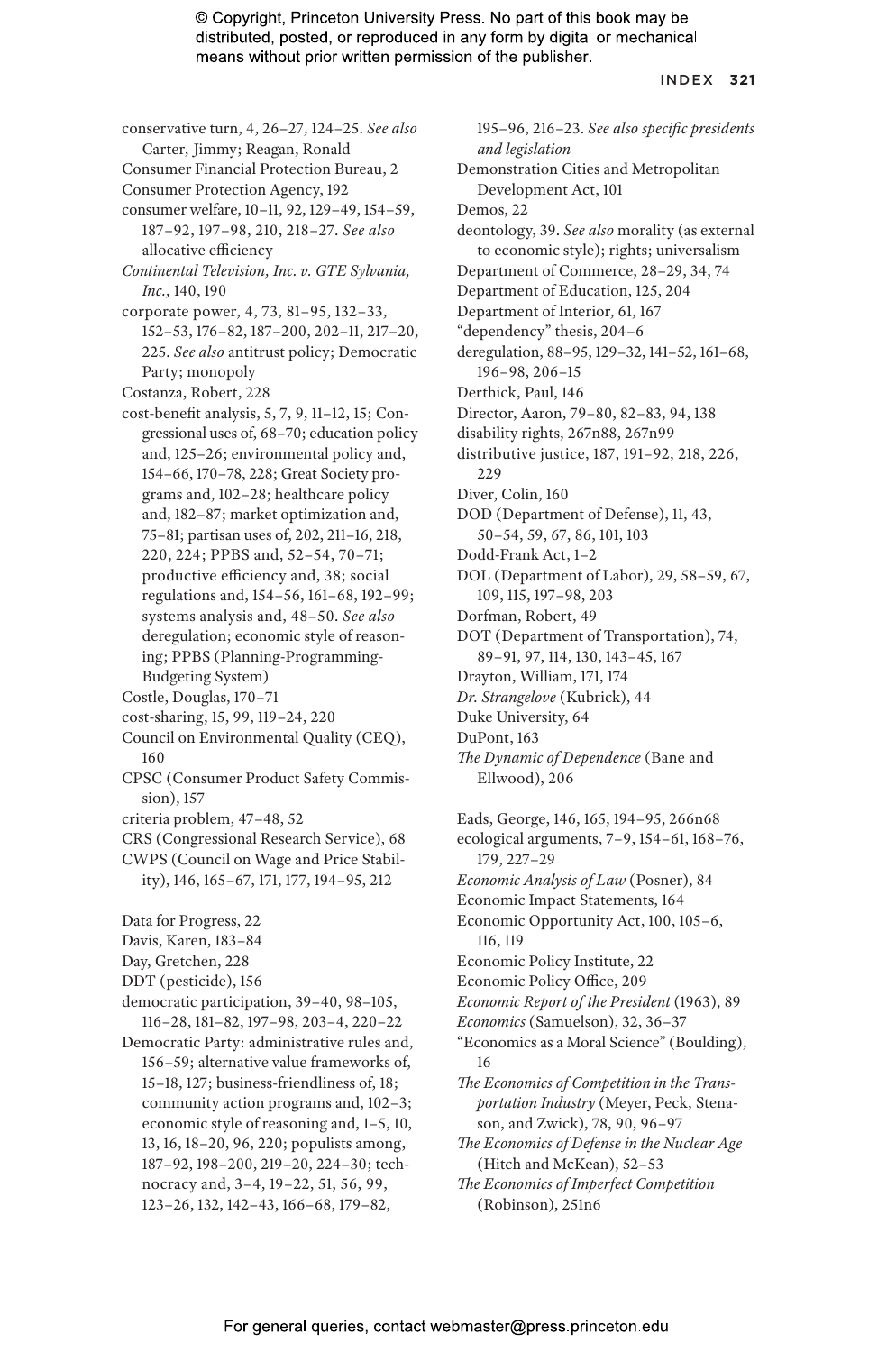conservative turn, 4, 26–27, 124–25. *See also* Carter, Jimmy; Reagan, Ronald

Consumer Financial Protection Bureau, 2

Consumer Protection Agency, 192

consumer welfare, 10–11, 92, 129–49, 154–59, 187–92, 197–98, 210, 218–27. *See also* allocative efficiency

*Continental Television, Inc. v. GTE Sylvania, Inc.,* 140, 190

corporate power, 4, 73, 81–95, 132–33, 152–53, 176–82, 187–200, 202–11, 217–20, 225. *See also* antitrust policy; Democratic Party; monopoly

Costanza, Robert, 228

cost-benefit analysis, 5, 7, 9, 11–12, 15; Congressional uses of, 68–70; education policy and, 125–26; environmental policy and, 154–66, 170–78, 228; Great Society programs and, 102–28; healthcare policy and, 182–87; market optimization and, 75–81; partisan uses of, 202, 211–16, 218, 220, 224; PPBS and, 52–54, 70–71; productive efficiency and, 38; social regulations and, 154–56, 161–68, 192–99; systems analysis and, 48–50. *See also* deregulation; economic style of reasoning; PPBS (Planning-Programming-Budgeting System)

Costle, Douglas, 170–71

cost-sharing, 15, 99, 119–24, 220

Council on Environmental Quality (CEQ), 160

CPSC (Consumer Product Safety Commission), 157

criteria problem, 47–48, 52

CRS (Congressional Research Service), 68

CWPS (Council on Wage and Price Stability), 146, 165–67, 171, 177, 194–95, 212

Data for Progress, 22

Davis, Karen, 183–84

Day, Gretchen, 228

DDT (pesticide), 156

democratic participation, 39–40, 98–105, 116–28, 181–82, 197–98, 203–4, 220–22

Democratic Party: administrative rules and, 156–59; alternative value frameworks of, 15–18, 127; business-friendliness of, 18; community action programs and, 102–3; economic style of reasoning and, 1–5, 10, 13, 16, 18–20, 96, 220; populists among, 187–92, 198–200, 219–20, 224–30; technocracy and, 3–4, 19–22, 51, 56, 99, 123–26, 132, 142–43, 166–68, 179–82, 195–96, 216–23. *See also specific presidents and legislation*

Demonstration Cities and Metropolitan Development Act, 101

Demos, 22

deontology, 39. *See also* morality (as external to economic style); rights; universalism

Department of Commerce, 28–29, 34, 74

Department of Education, 125, 204

Department of Interior, 61, 167

"dependency" thesis, 204–6

deregulation, 88–95, 129–32, 141–52, 161–68, 196–98, 206–15

Derthick, Paul, 146

Director, Aaron, 79–80, 82–83, 94, 138

disability rights, 267n88, 267n99

distributive justice, 187, 191–92, 218, 226, 229

Diver, Colin, 160

DOD (Department of Defense), 11, 43, 50–54, 59, 67, 86, 101, 103

Dodd-Frank Act, 1–2

DOL (Department of Labor), 29, 58–59, 67, 109, 115, 197–98, 203

Dorfman, Robert, 49

DOT (Department of Transportation), 74, 89–91, 97, 114, 130, 143–45, 167

Drayton, William, 171, 174

*Dr. Strangelove* (Kubrick), 44

Duke University, 64

DuPont, 163

*The Dynamic of Dependence* (Bane and Ellwood), 206

Eads, George, 146, 165, 194–95, 266n68

ecological arguments, 7–9, 154–61, 168–76, 179, 227–29

*Economic Analysis of Law* (Posner), 84

Economic Impact Statements, 164

Economic Opportunity Act, 100, 105–6, 116, 119

Economic Policy Institute, 22

Economic Policy Office, 209

*Economic Report of the President* (1963), 89

*Economics* (Samuelson), 32, 36–37

"Economics as a Moral Science" (Boulding), 16

*The Economics of Competition in the Transportation Industry* (Meyer, Peck, Stenason, and Zwick), 78, 90, 96–97

*The Economics of Defense in the Nuclear Age* (Hitch and McKean), 52–53

*The Economics of Imperfect Competition* (Robinson), 251n6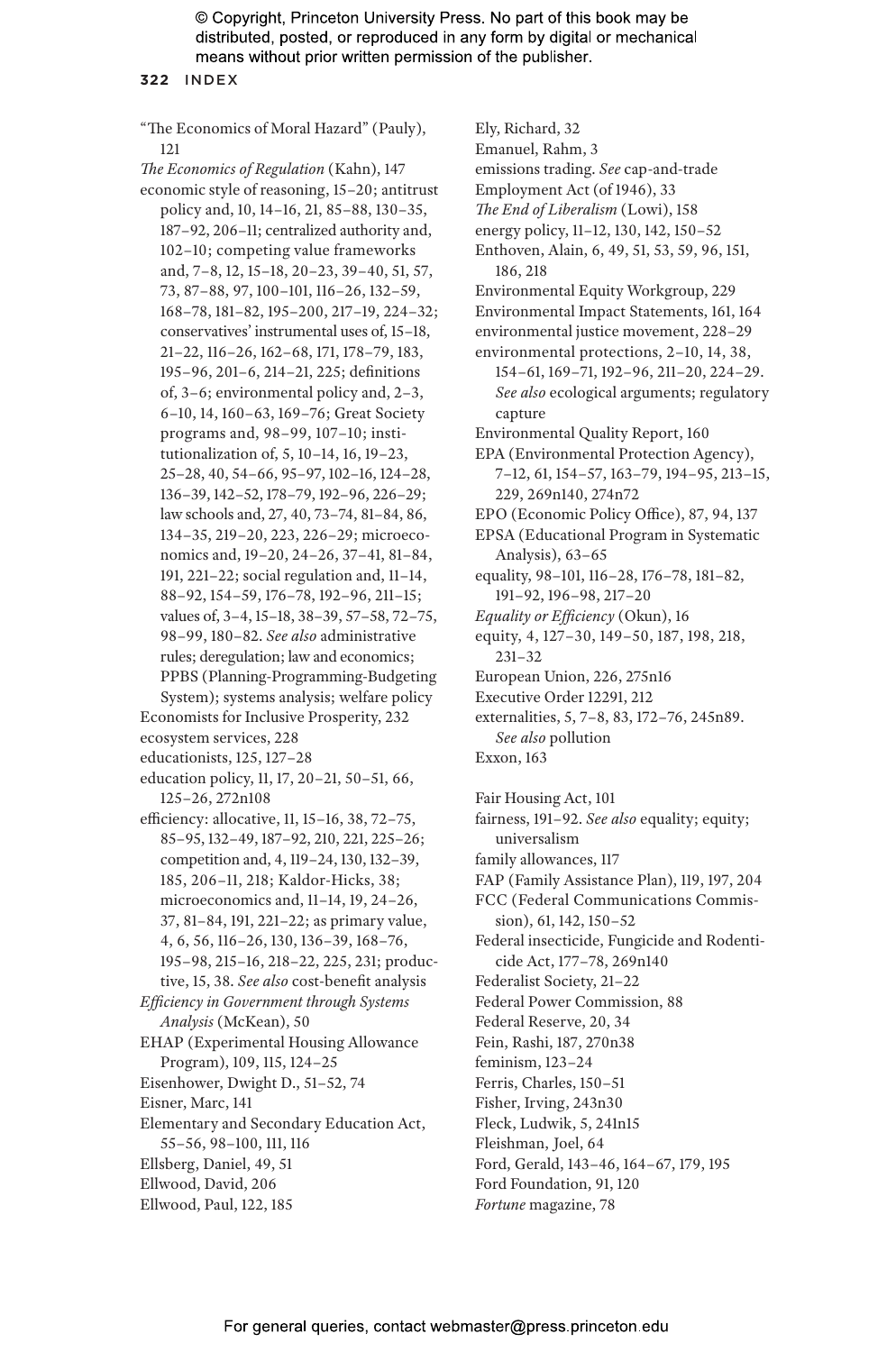"The Economics of Moral Hazard" (Pauly), 121

*The Economics of Regulation* (Kahn), 147

economic style of reasoning, 15–20; antitrust policy and, 10, 14–16, 21, 85–88, 130–35, 187–92, 206–11; centralized authority and, 102–10; competing value frameworks and, 7–8, 12, 15–18, 20–23, 39–40, 51, 57, 73, 87–88, 97, 100–101, 116–26, 132–59, 168–78, 181–82, 195–200, 217–19, 224–32; conservatives' instrumental uses of, 15–18, 21–22, 116–26, 162–68, 171, 178–79, 183, 195–96, 201–6, 214–21, 225; definitions of, 3–6; environmental policy and, 2–3, 6–10, 14, 160–63, 169–76; Great Society programs and, 98–99, 107–10; institutionalization of, 5, 10–14, 16, 19–23, 25–28, 40, 54–66, 95–97, 102–16, 124–28, 136–39, 142–52, 178–79, 192–96, 226–29; law schools and, 27, 40, 73–74, 81–84, 86, 134–35, 219–20, 223, 226–29; microeconomics and, 19–20, 24–26, 37–41, 81–84, 191, 221–22; social regulation and, 11–14, 88–92, 154–59, 176–78, 192–96, 211–15; values of, 3–4, 15–18, 38–39, 57–58, 72–75, 98–99, 180–82. *See also* administrative rules; deregulation; law and economics; PPBS (Planning-Programming-Budgeting System); systems analysis; welfare policy

Economists for Inclusive Prosperity, 232

ecosystem services, 228

educationists, 125, 127–28

education policy, 11, 17, 20–21, 50–51, 66, 125–26, 272n108

efficiency: allocative, 11, 15–16, 38, 72–75, 85–95, 132–49, 187–92, 210, 221, 225–26; competition and, 4, 119–24, 130, 132–39, 185, 206–11, 218; Kaldor-Hicks, 38; microeconomics and, 11–14, 19, 24–26, 37, 81–84, 191, 221–22; as primary value, 4, 6, 56, 116–26, 130, 136–39, 168–76, 195–98, 215–16, 218–22, 225, 231; productive, 15, 38. *See also* cost-benefit analysis

*Efficiency in Government through Systems Analysis* (McKean), 50

EHAP (Experimental Housing Allowance Program), 109, 115, 124–25

Eisenhower, Dwight D., 51–52, 74

Eisner, Marc, 141

Elementary and Secondary Education Act, 55–56, 98–100, 111, 116

Ellsberg, Daniel, 49, 51

Ellwood, David, 206

Ellwood, Paul, 122, 185

Ely, Richard, 32

Emanuel, Rahm, 3

emissions trading. *See* cap-and-trade

Employment Act (of 1946), 33

*The End of Liberalism* (Lowi), 158

energy policy, 11–12, 130, 142, 150–52

Enthoven, Alain, 6, 49, 51, 53, 59, 96, 151, 186, 218

Environmental Equity Workgroup, 229

Environmental Impact Statements, 161, 164

environmental justice movement, 228–29

environmental protections, 2–10, 14, 38, 154–61, 169–71, 192–96, 211–20, 224–29. *See also* ecological arguments; regulatory capture

Environmental Quality Report, 160

EPA (Environmental Protection Agency), 7–12, 61, 154–57, 163–79, 194–95, 213–15, 229, 269n140, 274n72

EPO (Economic Policy Office), 87, 94, 137

EPSA (Educational Program in Systematic Analysis), 63–65

equality, 98–101, 116–28, 176–78, 181–82, 191–92, 196–98, 217–20

*Equality or Efficiency* (Okun), 16

equity, 4, 127–30, 149–50, 187, 198, 218, 231–32

European Union, 226, 275n16

Executive Order 12291, 212

externalities, 5, 7–8, 83, 172–76, 245n89. *See also* pollution

Exxon, 163

Fair Housing Act, 101

fairness, 191–92. *See also* equality; equity; universalism

family allowances, 117

FAP (Family Assistance Plan), 119, 197, 204

FCC (Federal Communications Commission), 61, 142, 150–52

Federal insecticide, Fungicide and Rodenticide Act, 177–78, 269n140

Federalist Society, 21–22

Federal Power Commission, 88

Federal Reserve, 20, 34

Fein, Rashi, 187, 270n38

feminism, 123–24

Ferris, Charles, 150–51

Fisher, Irving, 243n30

Fleck, Ludwik, 5, 241n15

Fleishman, Joel, 64

Ford, Gerald, 143–46, 164–67, 179, 195

Ford Foundation, 91, 120

*Fortune* magazine, 78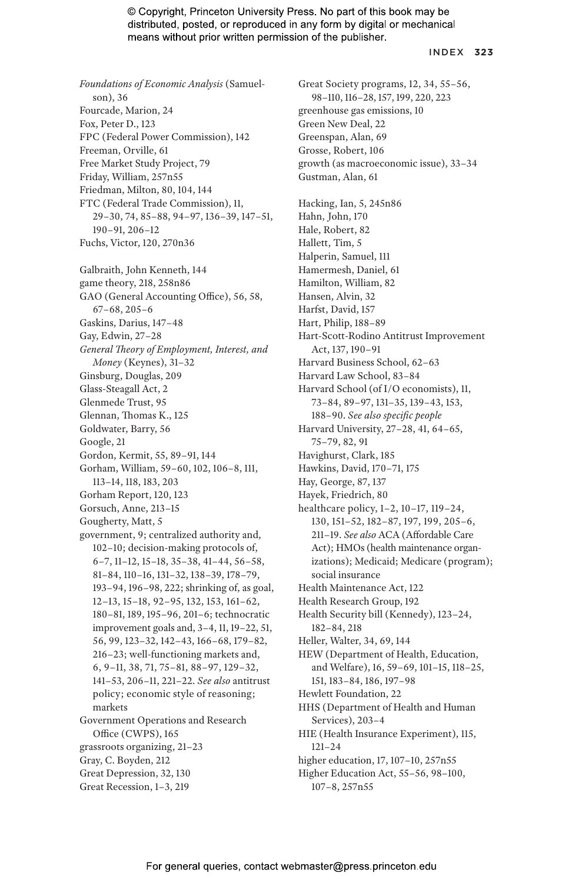*Foundations of Economic Analysis* (Samuelson), 36
Fourcade, Marion, 24
Fox, Peter D., 123
FPC (Federal Power Commission), 142
Freeman, Orville, 61
Free Market Study Project, 79
Friday, William, 257n55
Friedman, Milton, 80, 104, 144
FTC (Federal Trade Commission), 11, 29–30, 74, 85–88, 94–97, 136–39, 147–51, 190–91, 206–12
Fuchs, Victor, 120, 270n36

Galbraith, John Kenneth, 144
game theory, 218, 258n86
GAO (General Accounting Office), 56, 58, 67–68, 205–6
Gaskins, Darius, 147–48
Gay, Edwin, 27–28
*General Theory of Employment, Interest, and Money* (Keynes), 31–32
Ginsburg, Douglas, 209
Glass-Steagall Act, 2
Glenmede Trust, 95
Glennan, Thomas K., 125
Goldwater, Barry, 56
Google, 21
Gordon, Kermit, 55, 89–91, 144
Gorham, William, 59–60, 102, 106–8, 111, 113–14, 118, 183, 203
Gorham Report, 120, 123
Gorsuch, Anne, 213–15
Gougherty, Matt, 5
government, 9; centralized authority and, 102–10; decision-making protocols of, 6–7, 11–12, 15–18, 35–38, 41–44, 56–58, 81–84, 110–16, 131–32, 138–39, 178–79, 193–94, 196–98, 222; shrinking of, as goal, 12–13, 15–18, 92–95, 132, 153, 161–62, 180–81, 189, 195–96, 201–6; technocratic improvement goals and, 3–4, 11, 19–22, 51, 56, 99, 123–32, 142–43, 166–68, 179–82, 216–23; well-functioning markets and, 6, 9–11, 38, 71, 75–81, 88–97, 129–32, 141–53, 206–11, 221–22. *See also* antitrust policy; economic style of reasoning; markets
Government Operations and Research Office (CWPS), 165
grassroots organizing, 21–23
Gray, C. Boyden, 212
Great Depression, 32, 130
Great Recession, 1–3, 219
Great Society programs, 12, 34, 55–56, 98–110, 116–28, 157, 199, 220, 223
greenhouse gas emissions, 10
Green New Deal, 22
Greenspan, Alan, 69
Grosse, Robert, 106
growth (as macroeconomic issue), 33–34
Gustman, Alan, 61

Hacking, Ian, 5, 245n86
Hahn, John, 170
Hale, Robert, 82
Hallett, Tim, 5
Halperin, Samuel, 111
Hamermesh, Daniel, 61
Hamilton, William, 82
Hansen, Alvin, 32
Harfst, David, 157
Hart, Philip, 188–89
Hart-Scott-Rodino Antitrust Improvement Act, 137, 190–91
Harvard Business School, 62–63
Harvard Law School, 83–84
Harvard School (of I/O economists), 11, 73–84, 89–97, 131–35, 139–43, 153, 188–90. *See also specific people*
Harvard University, 27–28, 41, 64–65, 75–79, 82, 91
Havighurst, Clark, 185
Hawkins, David, 170–71, 175
Hay, George, 87, 137
Hayek, Friedrich, 80
healthcare policy, 1–2, 10–17, 119–24, 130, 151–52, 182–87, 197, 199, 205–6, 211–19. *See also* ACA (Affordable Care Act); HMOs (health maintenance organizations); Medicaid; Medicare (program); social insurance
Health Maintenance Act, 122
Health Research Group, 192
Health Security bill (Kennedy), 123–24, 182–84, 218
Heller, Walter, 34, 69, 144
HEW (Department of Health, Education, and Welfare), 16, 59–69, 101–15, 118–25, 151, 183–84, 186, 197–98
Hewlett Foundation, 22
HHS (Department of Health and Human Services), 203–4
HIE (Health Insurance Experiment), 115, 121–24
higher education, 17, 107–10, 257n55
Higher Education Act, 55–56, 98–100, 107–8, 257n55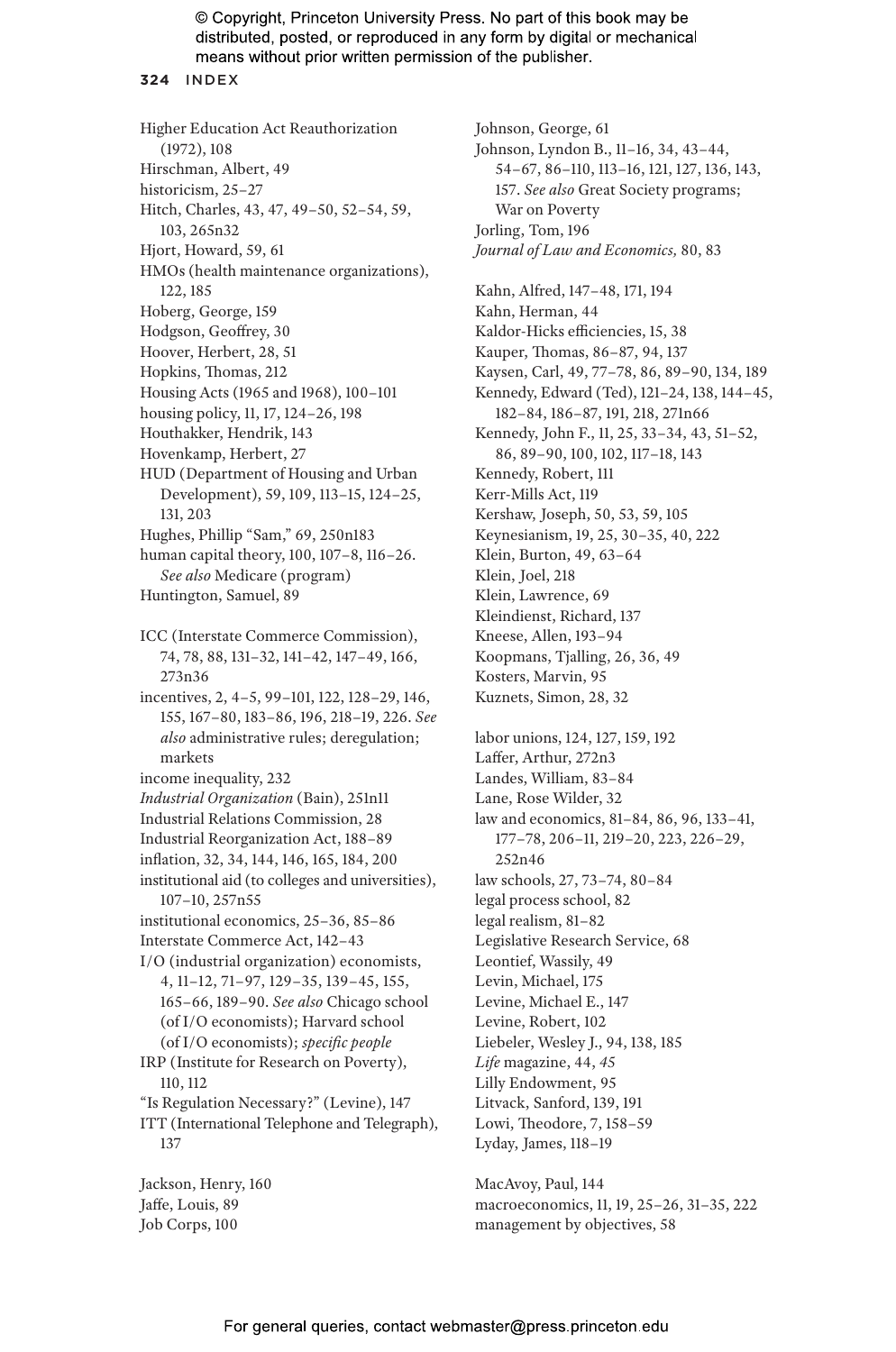Higher Education Act Reauthorization (1972), 108
Hirschman, Albert, 49
historicism, 25–27
Hitch, Charles, 43, 47, 49–50, 52–54, 59, 103, 265n32
Hjort, Howard, 59, 61
HMOs (health maintenance organizations), 122, 185
Hoberg, George, 159
Hodgson, Geoffrey, 30
Hoover, Herbert, 28, 51
Hopkins, Thomas, 212
Housing Acts (1965 and 1968), 100–101
housing policy, 11, 17, 124–26, 198
Houthakker, Hendrik, 143
Hovenkamp, Herbert, 27
HUD (Department of Housing and Urban Development), 59, 109, 113–15, 124–25, 131, 203
Hughes, Phillip "Sam," 69, 250n183
human capital theory, 100, 107–8, 116–26. *See also* Medicare (program)
Huntington, Samuel, 89

ICC (Interstate Commerce Commission), 74, 78, 88, 131–32, 141–42, 147–49, 166, 273n36
incentives, 2, 4–5, 99–101, 122, 128–29, 146, 155, 167–80, 183–86, 196, 218–19, 226. *See also* administrative rules; deregulation; markets
income inequality, 232
*Industrial Organization* (Bain), 251n11
Industrial Relations Commission, 28
Industrial Reorganization Act, 188–89
inflation, 32, 34, 144, 146, 165, 184, 200
institutional aid (to colleges and universities), 107–10, 257n55
institutional economics, 25–36, 85–86
Interstate Commerce Act, 142–43
I/O (industrial organization) economists, 4, 11–12, 71–97, 129–35, 139–45, 155, 165–66, 189–90. *See also* Chicago school (of I/O economists); Harvard school (of I/O economists); *specific people*
IRP (Institute for Research on Poverty), 110, 112
"Is Regulation Necessary?" (Levine), 147
ITT (International Telephone and Telegraph), 137

Jackson, Henry, 160
Jaffe, Louis, 89
Job Corps, 100
Johnson, George, 61
Johnson, Lyndon B., 11–16, 34, 43–44, 54–67, 86–110, 113–16, 121, 127, 136, 143, 157. *See also* Great Society programs; War on Poverty
Jorling, Tom, 196
*Journal of Law and Economics,* 80, 83

Kahn, Alfred, 147–48, 171, 194
Kahn, Herman, 44
Kaldor-Hicks efficiencies, 15, 38
Kauper, Thomas, 86–87, 94, 137
Kaysen, Carl, 49, 77–78, 86, 89–90, 134, 189
Kennedy, Edward (Ted), 121–24, 138, 144–45, 182–84, 186–87, 191, 218, 271n66
Kennedy, John F., 11, 25, 33–34, 43, 51–52, 86, 89–90, 100, 102, 117–18, 143
Kennedy, Robert, 111
Kerr-Mills Act, 119
Kershaw, Joseph, 50, 53, 59, 105
Keynesianism, 19, 25, 30–35, 40, 222
Klein, Burton, 49, 63–64
Klein, Joel, 218
Klein, Lawrence, 69
Kleindienst, Richard, 137
Kneese, Allen, 193–94
Koopmans, Tjalling, 26, 36, 49
Kosters, Marvin, 95
Kuznets, Simon, 28, 32

labor unions, 124, 127, 159, 192
Laffer, Arthur, 272n3
Landes, William, 83–84
Lane, Rose Wilder, 32
law and economics, 81–84, 86, 96, 133–41, 177–78, 206–11, 219–20, 223, 226–29, 252n46
law schools, 27, 73–74, 80–84
legal process school, 82
legal realism, 81–82
Legislative Research Service, 68
Leontief, Wassily, 49
Levin, Michael, 175
Levine, Michael E., 147
Levine, Robert, 102
Liebeler, Wesley J., 94, 138, 185
*Life* magazine, 44, *45*
Lilly Endowment, 95
Litvack, Sanford, 139, 191
Lowi, Theodore, 7, 158–59
Lyday, James, 118–19

MacAvoy, Paul, 144
macroeconomics, 11, 19, 25–26, 31–35, 222
management by objectives, 58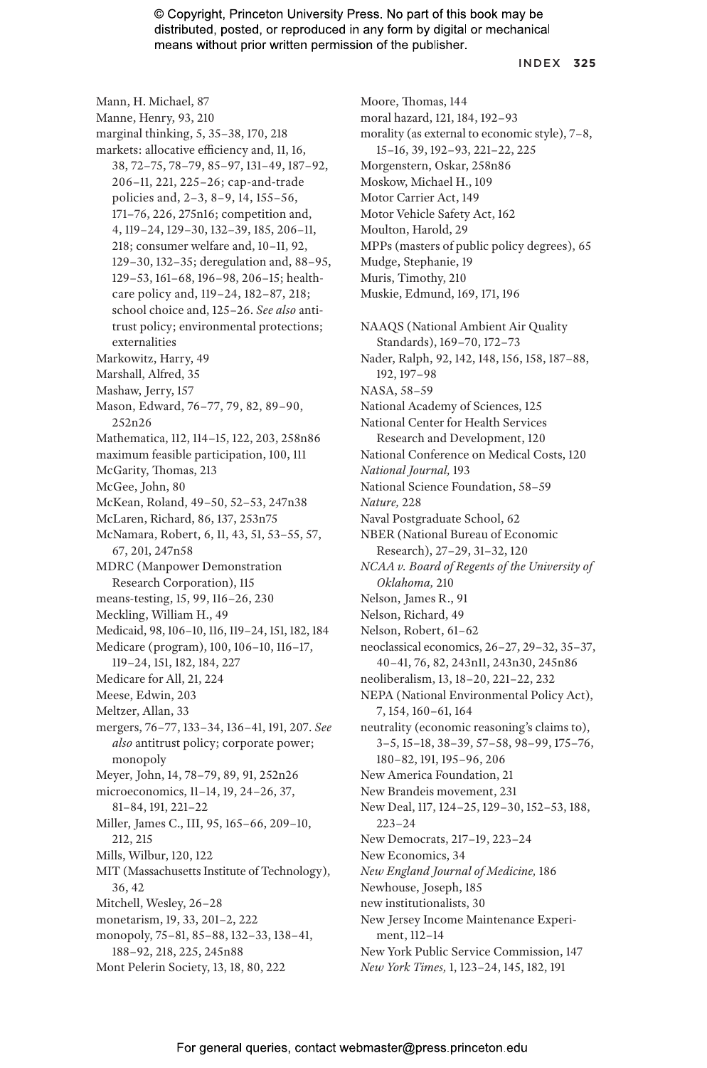Mann, H. Michael, 87
Manne, Henry, 93, 210
marginal thinking, 5, 35–38, 170, 218
markets: allocative efficiency and, 11, 16, 38, 72–75, 78–79, 85–97, 131–49, 187–92, 206–11, 221, 225–26; cap-and-trade policies and, 2–3, 8–9, 14, 155–56, 171–76, 226, 275n16; competition and, 4, 119–24, 129–30, 132–39, 185, 206–11, 218; consumer welfare and, 10–11, 92, 129–30, 132–35; deregulation and, 88–95, 129–53, 161–68, 196–98, 206–15; health-care policy and, 119–24, 182–87, 218; school choice and, 125–26. *See also* antitrust policy; environmental protections; externalities
Markowitz, Harry, 49
Marshall, Alfred, 35
Mashaw, Jerry, 157
Mason, Edward, 76–77, 79, 82, 89–90, 252n26
Mathematica, 112, 114–15, 122, 203, 258n86
maximum feasible participation, 100, 111
McGarity, Thomas, 213
McGee, John, 80
McKean, Roland, 49–50, 52–53, 247n38
McLaren, Richard, 86, 137, 253n75
McNamara, Robert, 6, 11, 43, 51, 53–55, 57, 67, 201, 247n58
MDRC (Manpower Demonstration Research Corporation), 115
means-testing, 15, 99, 116–26, 230
Meckling, William H., 49
Medicaid, 98, 106–10, 116, 119–24, 151, 182, 184
Medicare (program), 100, 106–10, 116–17, 119–24, 151, 182, 184, 227
Medicare for All, 21, 224
Meese, Edwin, 203
Meltzer, Allan, 33
mergers, 76–77, 133–34, 136–41, 191, 207. *See also* antitrust policy; corporate power; monopoly
Meyer, John, 14, 78–79, 89, 91, 252n26
microeconomics, 11–14, 19, 24–26, 37, 81–84, 191, 221–22
Miller, James C., III, 95, 165–66, 209–10, 212, 215
Mills, Wilbur, 120, 122
MIT (Massachusetts Institute of Technology), 36, 42
Mitchell, Wesley, 26–28
monetarism, 19, 33, 201–2, 222
monopoly, 75–81, 85–88, 132–33, 138–41, 188–92, 218, 225, 245n88
Mont Pelerin Society, 13, 18, 80, 222
Moore, Thomas, 144
moral hazard, 121, 184, 192–93
morality (as external to economic style), 7–8, 15–16, 39, 192–93, 221–22, 225
Morgenstern, Oskar, 258n86
Moskow, Michael H., 109
Motor Carrier Act, 149
Motor Vehicle Safety Act, 162
Moulton, Harold, 29
MPPs (masters of public policy degrees), 65
Mudge, Stephanie, 19
Muris, Timothy, 210
Muskie, Edmund, 169, 171, 196

NAAQS (National Ambient Air Quality Standards), 169–70, 172–73
Nader, Ralph, 92, 142, 148, 156, 158, 187–88, 192, 197–98
NASA, 58–59
National Academy of Sciences, 125
National Center for Health Services Research and Development, 120
National Conference on Medical Costs, 120
*National Journal,* 193
National Science Foundation, 58–59
*Nature,* 228
Naval Postgraduate School, 62
NBER (National Bureau of Economic Research), 27–29, 31–32, 120
*NCAA v. Board of Regents of the University of Oklahoma,* 210
Nelson, James R., 91
Nelson, Richard, 49
Nelson, Robert, 61–62
neoclassical economics, 26–27, 29–32, 35–37, 40–41, 76, 82, 243n11, 243n30, 245n86
neoliberalism, 13, 18–20, 221–22, 232
NEPA (National Environmental Policy Act), 7, 154, 160–61, 164
neutrality (economic reasoning's claims to), 3–5, 15–18, 38–39, 57–58, 98–99, 175–76, 180–82, 191, 195–96, 206
New America Foundation, 21
New Brandeis movement, 231
New Deal, 117, 124–25, 129–30, 152–53, 188, 223–24
New Democrats, 217–19, 223–24
New Economics, 34
*New England Journal of Medicine,* 186
Newhouse, Joseph, 185
new institutionalists, 30
New Jersey Income Maintenance Experiment, 112–14
New York Public Service Commission, 147
*New York Times,* 1, 123–24, 145, 182, 191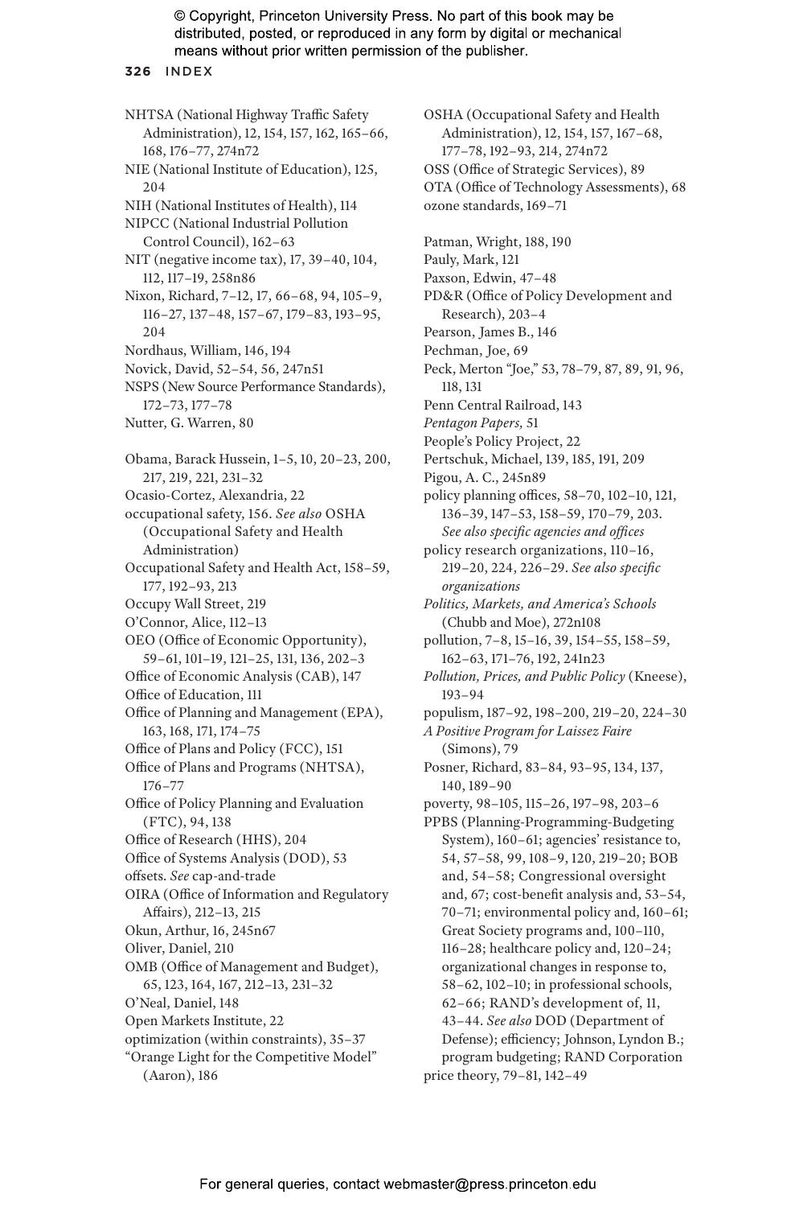NHTSA (National Highway Traffic Safety Administration), 12, 154, 157, 162, 165–66, 168, 176–77, 274n72
NIE (National Institute of Education), 125, 204
NIH (National Institutes of Health), 114
NIPCC (National Industrial Pollution Control Council), 162–63
NIT (negative income tax), 17, 39–40, 104, 112, 117–19, 258n86
Nixon, Richard, 7–12, 17, 66–68, 94, 105–9, 116–27, 137–48, 157–67, 179–83, 193–95, 204
Nordhaus, William, 146, 194
Novick, David, 52–54, 56, 247n51
NSPS (New Source Performance Standards), 172–73, 177–78
Nutter, G. Warren, 80

Obama, Barack Hussein, 1–5, 10, 20–23, 200, 217, 219, 221, 231–32
Ocasio-Cortez, Alexandria, 22
occupational safety, 156. *See also* OSHA (Occupational Safety and Health Administration)
Occupational Safety and Health Act, 158–59, 177, 192–93, 213
Occupy Wall Street, 219
O'Connor, Alice, 112–13
OEO (Office of Economic Opportunity), 59–61, 101–19, 121–25, 131, 136, 202–3
Office of Economic Analysis (CAB), 147
Office of Education, 111
Office of Planning and Management (EPA), 163, 168, 171, 174–75
Office of Plans and Policy (FCC), 151
Office of Plans and Programs (NHTSA), 176–77
Office of Policy Planning and Evaluation (FTC), 94, 138
Office of Research (HHS), 204
Office of Systems Analysis (DOD), 53
offsets. *See* cap-and-trade
OIRA (Office of Information and Regulatory Affairs), 212–13, 215
Okun, Arthur, 16, 245n67
Oliver, Daniel, 210
OMB (Office of Management and Budget), 65, 123, 164, 167, 212–13, 231–32
O'Neal, Daniel, 148
Open Markets Institute, 22
optimization (within constraints), 35–37
"Orange Light for the Competitive Model" (Aaron), 186
OSHA (Occupational Safety and Health Administration), 12, 154, 157, 167–68, 177–78, 192–93, 214, 274n72
OSS (Office of Strategic Services), 89
OTA (Office of Technology Assessments), 68
ozone standards, 169–71

Patman, Wright, 188, 190
Pauly, Mark, 121
Paxson, Edwin, 47–48
PD&R (Office of Policy Development and Research), 203–4
Pearson, James B., 146
Pechman, Joe, 69
Peck, Merton "Joe," 53, 78–79, 87, 89, 91, 96, 118, 131
Penn Central Railroad, 143
*Pentagon Papers*, 51
People's Policy Project, 22
Pertschuk, Michael, 139, 185, 191, 209
Pigou, A. C., 245n89
policy planning offices, 58–70, 102–10, 121, 136–39, 147–53, 158–59, 170–79, 203. *See also specific agencies and offices*
policy research organizations, 110–16, 219–20, 224, 226–29. *See also specific organizations*
*Politics, Markets, and America's Schools* (Chubb and Moe), 272n108
pollution, 7–8, 15–16, 39, 154–55, 158–59, 162–63, 171–76, 192, 241n23
*Pollution, Prices, and Public Policy* (Kneese), 193–94
populism, 187–92, 198–200, 219–20, 224–30
*A Positive Program for Laissez Faire* (Simons), 79
Posner, Richard, 83–84, 93–95, 134, 137, 140, 189–90
poverty, 98–105, 115–26, 197–98, 203–6
PPBS (Planning-Programming-Budgeting System), 160–61; agencies' resistance to, 54, 57–58, 99, 108–9, 120, 219–20; BOB and, 54–58; Congressional oversight and, 67; cost-benefit analysis and, 53–54, 70–71; environmental policy and, 160–61; Great Society programs and, 100–110, 116–28; healthcare policy and, 120–24; organizational changes in response to, 58–62, 102–10; in professional schools, 62–66; RAND's development of, 11, 43–44. *See also* DOD (Department of Defense); efficiency; Johnson, Lyndon B.; program budgeting; RAND Corporation
price theory, 79–81, 142–49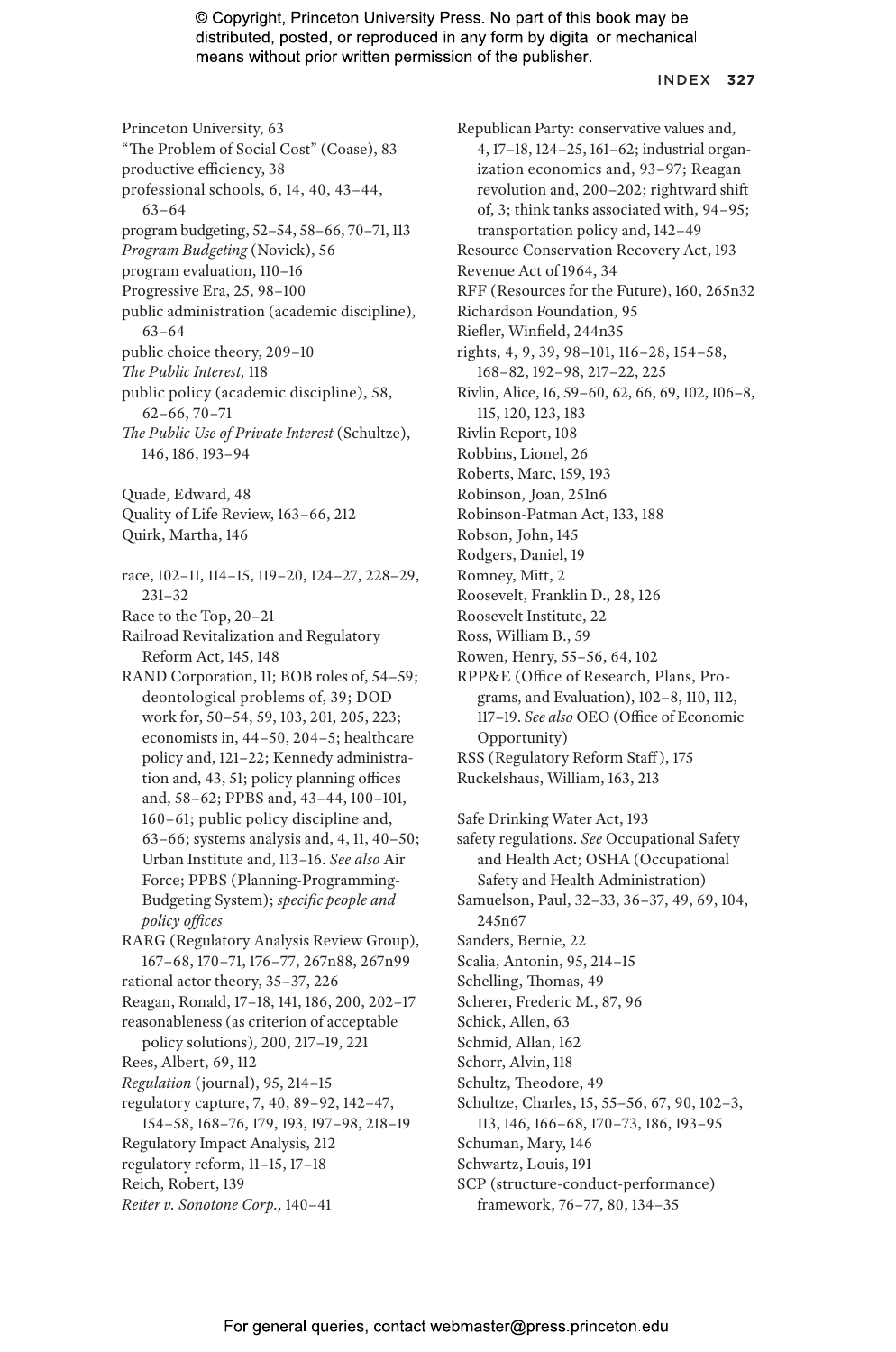Princeton University, 63
"The Problem of Social Cost" (Coase), 83
productive efficiency, 38
professional schools, 6, 14, 40, 43–44, 63–64
program budgeting, 52–54, 58–66, 70–71, 113
*Program Budgeting* (Novick), 56
program evaluation, 110–16
Progressive Era, 25, 98–100
public administration (academic discipline), 63–64
public choice theory, 209–10
*The Public Interest,* 118
public policy (academic discipline), 58, 62–66, 70–71
*The Public Use of Private Interest* (Schultze), 146, 186, 193–94

Quade, Edward, 48
Quality of Life Review, 163–66, 212
Quirk, Martha, 146

race, 102–11, 114–15, 119–20, 124–27, 228–29, 231–32
Race to the Top, 20–21
Railroad Revitalization and Regulatory Reform Act, 145, 148
RAND Corporation, 11; BOB roles of, 54–59; deontological problems of, 39; DOD work for, 50–54, 59, 103, 201, 205, 223; economists in, 44–50, 204–5; healthcare policy and, 121–22; Kennedy administration and, 43, 51; policy planning offices and, 58–62; PPBS and, 43–44, 100–101, 160–61; public policy discipline and, 63–66; systems analysis and, 4, 11, 40–50; Urban Institute and, 113–16. *See also* Air Force; PPBS (Planning-Programming-Budgeting System); *specific people and policy offices*
RARG (Regulatory Analysis Review Group), 167–68, 170–71, 176–77, 267n88, 267n99
rational actor theory, 35–37, 226
Reagan, Ronald, 17–18, 141, 186, 200, 202–17
reasonableness (as criterion of acceptable policy solutions), 200, 217–19, 221
Rees, Albert, 69, 112
*Regulation* (journal), 95, 214–15
regulatory capture, 7, 40, 89–92, 142–47, 154–58, 168–76, 179, 193, 197–98, 218–19
Regulatory Impact Analysis, 212
regulatory reform, 11–15, 17–18
Reich, Robert, 139
*Reiter v. Sonotone Corp.,* 140–41
Republican Party: conservative values and, 4, 17–18, 124–25, 161–62; industrial organization economics and, 93–97; Reagan revolution and, 200–202; rightward shift of, 3; think tanks associated with, 94–95; transportation policy and, 142–49
Resource Conservation Recovery Act, 193
Revenue Act of 1964, 34
RFF (Resources for the Future), 160, 265n32
Richardson Foundation, 95
Riefler, Winfield, 244n35
rights, 4, 9, 39, 98–101, 116–28, 154–58, 168–82, 192–98, 217–22, 225
Rivlin, Alice, 16, 59–60, 62, 66, 69, 102, 106–8, 115, 120, 123, 183
Rivlin Report, 108
Robbins, Lionel, 26
Roberts, Marc, 159, 193
Robinson, Joan, 251n6
Robinson-Patman Act, 133, 188
Robson, John, 145
Rodgers, Daniel, 19
Romney, Mitt, 2
Roosevelt, Franklin D., 28, 126
Roosevelt Institute, 22
Ross, William B., 59
Rowen, Henry, 55–56, 64, 102
RPP&E (Office of Research, Plans, Programs, and Evaluation), 102–8, 110, 112, 117–19. *See also* OEO (Office of Economic Opportunity)
RSS (Regulatory Reform Staff), 175
Ruckelshaus, William, 163, 213

Safe Drinking Water Act, 193
safety regulations. *See* Occupational Safety and Health Act; OSHA (Occupational Safety and Health Administration)
Samuelson, Paul, 32–33, 36–37, 49, 69, 104, 245n67
Sanders, Bernie, 22
Scalia, Antonin, 95, 214–15
Schelling, Thomas, 49
Scherer, Frederic M., 87, 96
Schick, Allen, 63
Schmid, Allan, 162
Schorr, Alvin, 118
Schultz, Theodore, 49
Schultze, Charles, 15, 55–56, 67, 90, 102–3, 113, 146, 166–68, 170–73, 186, 193–95
Schuman, Mary, 146
Schwartz, Louis, 191
SCP (structure-conduct-performance) framework, 76–77, 80, 134–35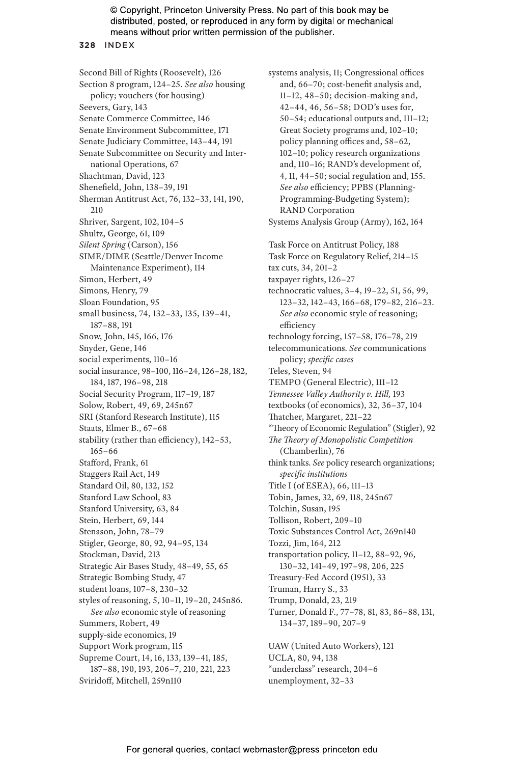Second Bill of Rights (Roosevelt), 126
Section 8 program, 124–25. *See also* housing policy; vouchers (for housing)
Seevers, Gary, 143
Senate Commerce Committee, 146
Senate Environment Subcommittee, 171
Senate Judiciary Committee, 143–44, 191
Senate Subcommittee on Security and International Operations, 67
Shachtman, David, 123
Shenefield, John, 138–39, 191
Sherman Antitrust Act, 76, 132–33, 141, 190, 210
Shriver, Sargent, 102, 104–5
Shultz, George, 61, 109
*Silent Spring* (Carson), 156
SIME/DIME (Seattle/Denver Income Maintenance Experiment), 114
Simon, Herbert, 49
Simons, Henry, 79
Sloan Foundation, 95
small business, 74, 132–33, 135, 139–41, 187–88, 191
Snow, John, 145, 166, 176
Snyder, Gene, 146
social experiments, 110–16
social insurance, 98–100, 116–24, 126–28, 182, 184, 187, 196–98, 218
Social Security Program, 117–19, 187
Solow, Robert, 49, 69, 245n67
SRI (Stanford Research Institute), 115
Staats, Elmer B., 67–68
stability (rather than efficiency), 142–53, 165–66
Stafford, Frank, 61
Staggers Rail Act, 149
Standard Oil, 80, 132, 152
Stanford Law School, 83
Stanford University, 63, 84
Stein, Herbert, 69, 144
Stenason, John, 78–79
Stigler, George, 80, 92, 94–95, 134
Stockman, David, 213
Strategic Air Bases Study, 48–49, 55, 65
Strategic Bombing Study, 47
student loans, 107–8, 230–32
styles of reasoning, 5, 10–11, 19–20, 245n86. *See also* economic style of reasoning
Summers, Robert, 49
supply-side economics, 19
Support Work program, 115
Supreme Court, 14, 16, 133, 139–41, 185, 187–88, 190, 193, 206–7, 210, 221, 223
Sviridoff, Mitchell, 259n110
systems analysis, 11; Congressional offices and, 66–70; cost-benefit analysis and, 11–12, 48–50; decision-making and, 42–44, 46, 56–58; DOD's uses for, 50–54; educational outputs and, 111–12; Great Society programs and, 102–10; policy planning offices and, 58–62, 102–10; policy research organizations and, 110–16; RAND's development of, 4, 11, 44–50; social regulation and, 155. *See also* efficiency; PPBS (Planning-Programming-Budgeting System); RAND Corporation
Systems Analysis Group (Army), 162, 164

Task Force on Antitrust Policy, 188
Task Force on Regulatory Relief, 214–15
tax cuts, 34, 201–2
taxpayer rights, 126–27
technocratic values, 3–4, 19–22, 51, 56, 99, 123–32, 142–43, 166–68, 179–82, 216–23. *See also* economic style of reasoning; efficiency
technology forcing, 157–58, 176–78, 219
telecommunications. *See* communications policy; *specific cases*
Teles, Steven, 94
TEMPO (General Electric), 111–12
*Tennessee Valley Authority v. Hill,* 193
textbooks (of economics), 32, 36–37, 104
Thatcher, Margaret, 221–22
"Theory of Economic Regulation" (Stigler), 92
*The Theory of Monopolistic Competition* (Chamberlin), 76
think tanks. *See* policy research organizations; *specific institutions*
Title I (of ESEA), 66, 111–13
Tobin, James, 32, 69, 118, 245n67
Tolchin, Susan, 195
Tollison, Robert, 209–10
Toxic Substances Control Act, 269n140
Tozzi, Jim, 164, 212
transportation policy, 11–12, 88–92, 96, 130–32, 141–49, 197–98, 206, 225
Treasury-Fed Accord (1951), 33
Truman, Harry S., 33
Trump, Donald, 23, 219
Turner, Donald F., 77–78, 81, 83, 86–88, 131, 134–37, 189–90, 207–9

UAW (United Auto Workers), 121
UCLA, 80, 94, 138
"underclass" research, 204–6
unemployment, 32–33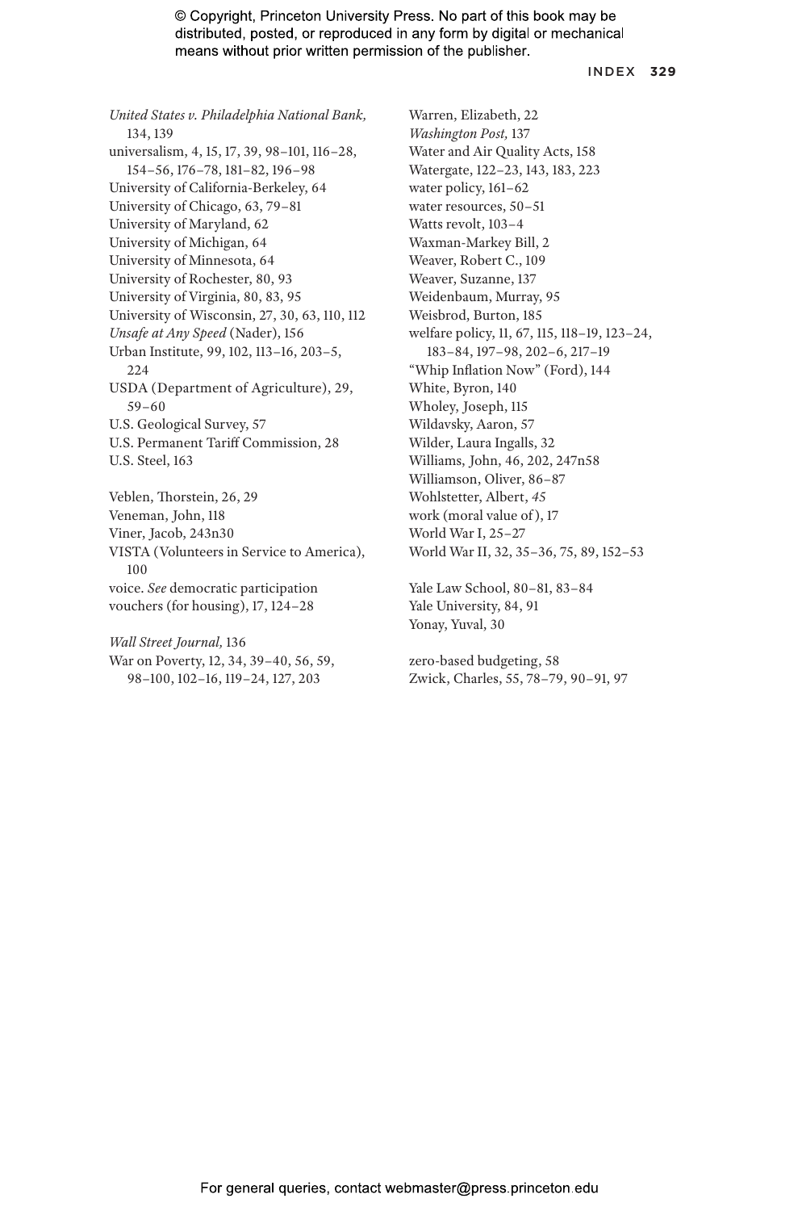*United States v. Philadelphia National Bank,* 134, 139
universalism, 4, 15, 17, 39, 98–101, 116–28, 154–56, 176–78, 181–82, 196–98
University of California-Berkeley, 64
University of Chicago, 63, 79–81
University of Maryland, 62
University of Michigan, 64
University of Minnesota, 64
University of Rochester, 80, 93
University of Virginia, 80, 83, 95
University of Wisconsin, 27, 30, 63, 110, 112
*Unsafe at Any Speed* (Nader), 156
Urban Institute, 99, 102, 113–16, 203–5, 224
USDA (Department of Agriculture), 29, 59–60
U.S. Geological Survey, 57
U.S. Permanent Tariff Commission, 28
U.S. Steel, 163

Veblen, Thorstein, 26, 29
Veneman, John, 118
Viner, Jacob, 243n30
VISTA (Volunteers in Service to America), 100
voice. *See* democratic participation
vouchers (for housing), 17, 124–28

*Wall Street Journal,* 136
War on Poverty, 12, 34, 39–40, 56, 59, 98–100, 102–16, 119–24, 127, 203
Warren, Elizabeth, 22
*Washington Post,* 137
Water and Air Quality Acts, 158
Watergate, 122–23, 143, 183, 223
water policy, 161–62
water resources, 50–51
Watts revolt, 103–4
Waxman-Markey Bill, 2
Weaver, Robert C., 109
Weaver, Suzanne, 137
Weidenbaum, Murray, 95
Weisbrod, Burton, 185
welfare policy, 11, 67, 115, 118–19, 123–24, 183–84, 197–98, 202–6, 217–19
"Whip Inflation Now" (Ford), 144
White, Byron, 140
Wholey, Joseph, 115
Wildavsky, Aaron, 57
Wilder, Laura Ingalls, 32
Williams, John, 46, 202, 247n58
Williamson, Oliver, 86–87
Wohlstetter, Albert, *45*
work (moral value of), 17
World War I, 25–27
World War II, 32, 35–36, 75, 89, 152–53

Yale Law School, 80–81, 83–84
Yale University, 84, 91
Yonay, Yuval, 30

zero-based budgeting, 58
Zwick, Charles, 55, 78–79, 90–91, 97